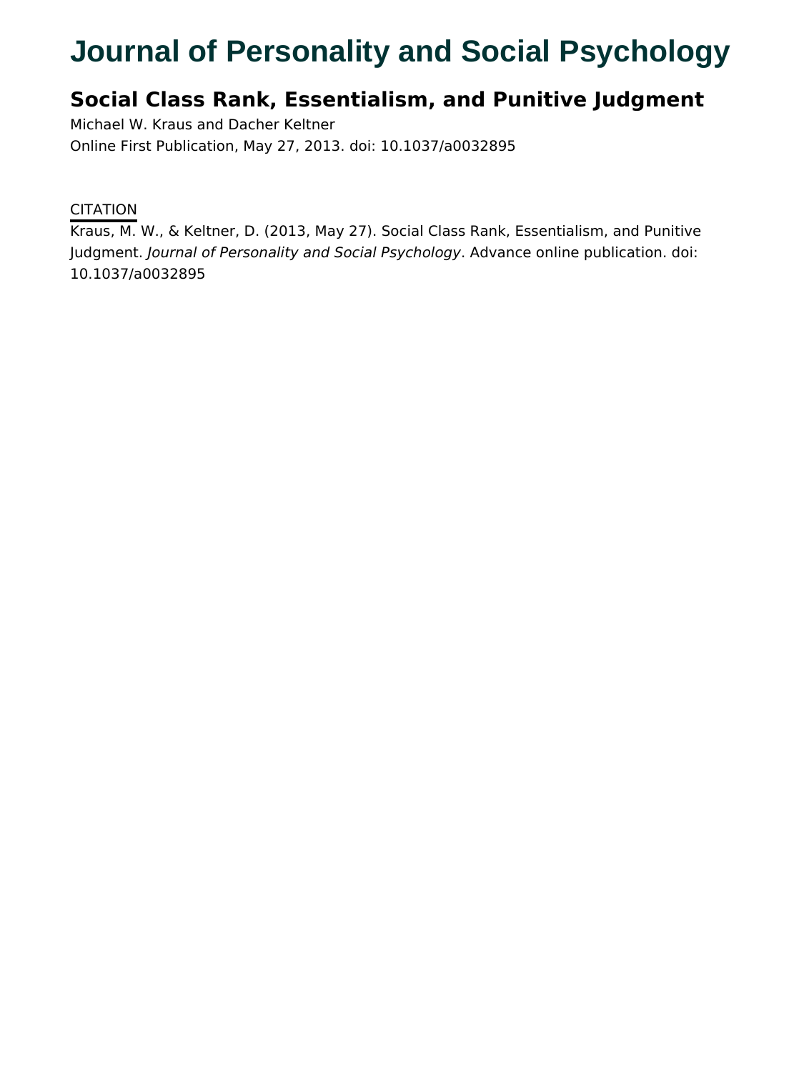# Journal of Personality and Social Psychology

## Social Class Rank, Essentialism, and Punitive Judgment

Michael W. Kraus and Dacher Keltner

Online First Publication, May 27, 2013. doi: 10.1037/a0032895

CITATION

Kraus, M. W., & Keltner, D. (2013, May 27). Social Class Rank, Essentialism, and Punitive Judgment. *Journal of Personality and Social Psychology*. Advance online publication. doi: 10.1037/a0032895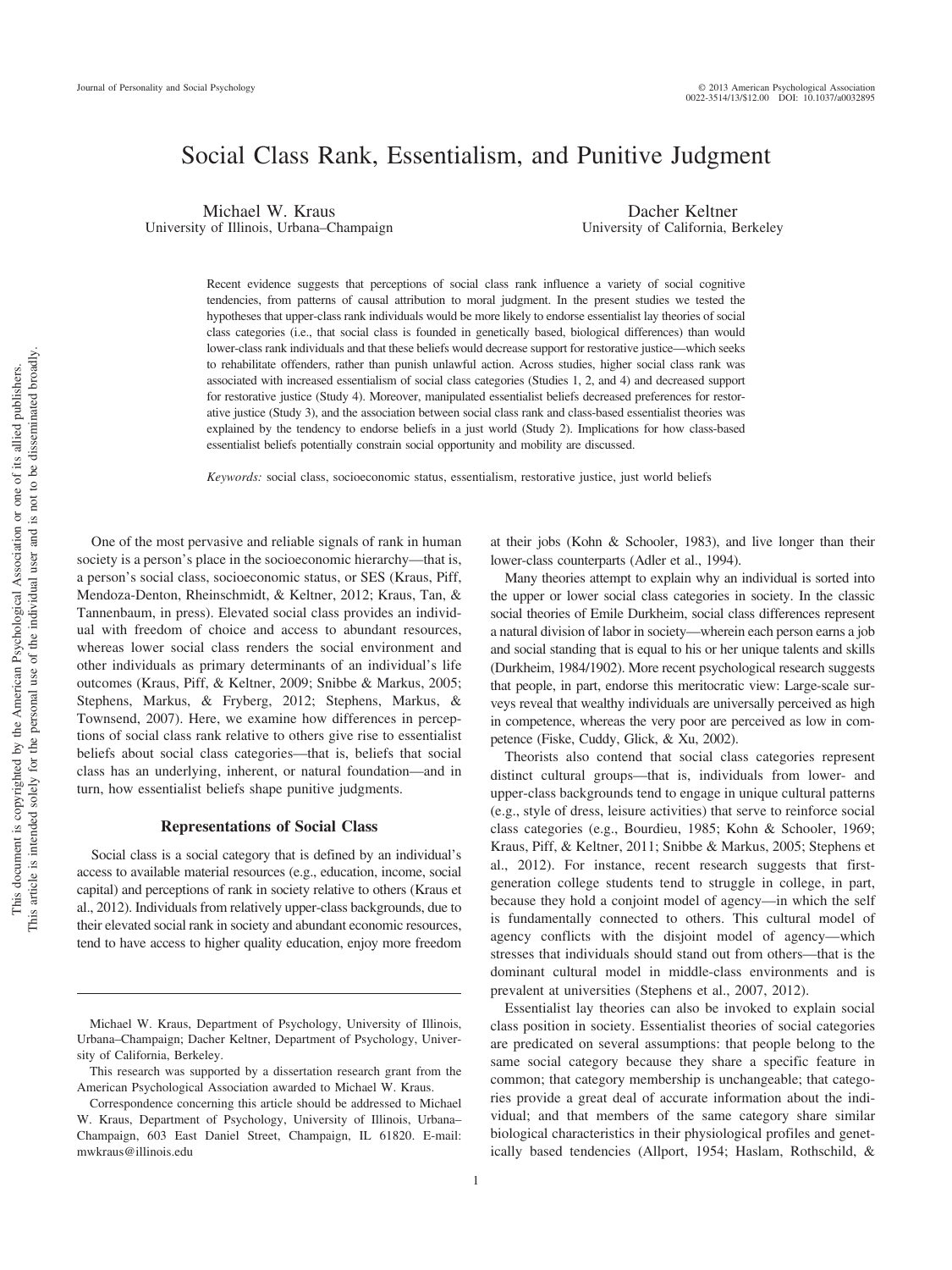# Social Class Rank, Essentialism, and Punitive Judgment

Michael W. Kraus
University of Illinois, Urbana–Champaign

Dacher Keltner
University of California, Berkeley

Recent evidence suggests that perceptions of social class rank influence a variety of social cognitive tendencies, from patterns of causal attribution to moral judgment. In the present studies we tested the hypotheses that upper-class rank individuals would be more likely to endorse essentialist lay theories of social class categories (i.e., that social class is founded in genetically based, biological differences) than would lower-class rank individuals and that these beliefs would decrease support for restorative justice—which seeks to rehabilitate offenders, rather than punish unlawful action. Across studies, higher social class rank was associated with increased essentialism of social class categories (Studies 1, 2, and 4) and decreased support for restorative justice (Study 4). Moreover, manipulated essentialist beliefs decreased preferences for restorative justice (Study 3), and the association between social class rank and class-based essentialist theories was explained by the tendency to endorse beliefs in a just world (Study 2). Implications for how class-based essentialist beliefs potentially constrain social opportunity and mobility are discussed.

*Keywords:* social class, socioeconomic status, essentialism, restorative justice, just world beliefs

One of the most pervasive and reliable signals of rank in human society is a person's place in the socioeconomic hierarchy—that is, a person's social class, socioeconomic status, or SES (Kraus, Piff, Mendoza-Denton, Rheinschmidt, & Keltner, 2012; Kraus, Tan, & Tannenbaum, in press). Elevated social class provides an individual with freedom of choice and access to abundant resources, whereas lower social class renders the social environment and other individuals as primary determinants of an individual's life outcomes (Kraus, Piff, & Keltner, 2009; Snibbe & Markus, 2005; Stephens, Markus, & Fryberg, 2012; Stephens, Markus, & Townsend, 2007). Here, we examine how differences in perceptions of social class rank relative to others give rise to essentialist beliefs about social class categories—that is, beliefs that social class has an underlying, inherent, or natural foundation—and in turn, how essentialist beliefs shape punitive judgments.

## Representations of Social Class

Social class is a social category that is defined by an individual's access to available material resources (e.g., education, income, social capital) and perceptions of rank in society relative to others (Kraus et al., 2012). Individuals from relatively upper-class backgrounds, due to their elevated social rank in society and abundant economic resources, tend to have access to higher quality education, enjoy more freedom at their jobs (Kohn & Schooler, 1983), and live longer than their lower-class counterparts (Adler et al., 1994).

Many theories attempt to explain why an individual is sorted into the upper or lower social class categories in society. In the classic social theories of Emile Durkheim, social class differences represent a natural division of labor in society—wherein each person earns a job and social standing that is equal to his or her unique talents and skills (Durkheim, 1984/1902). More recent psychological research suggests that people, in part, endorse this meritocratic view: Large-scale surveys reveal that wealthy individuals are universally perceived as high in competence, whereas the very poor are perceived as low in competence (Fiske, Cuddy, Glick, & Xu, 2002).

Theorists also contend that social class categories represent distinct cultural groups—that is, individuals from lower- and upper-class backgrounds tend to engage in unique cultural patterns (e.g., style of dress, leisure activities) that serve to reinforce social class categories (e.g., Bourdieu, 1985; Kohn & Schooler, 1969; Kraus, Piff, & Keltner, 2011; Snibbe & Markus, 2005; Stephens et al., 2012). For instance, recent research suggests that first-generation college students tend to struggle in college, in part, because they hold a conjoint model of agency—in which the self is fundamentally connected to others. This cultural model of agency conflicts with the disjoint model of agency—which stresses that individuals should stand out from others—that is the dominant cultural model in middle-class environments and is prevalent at universities (Stephens et al., 2007, 2012).

Essentialist lay theories can also be invoked to explain social class position in society. Essentialist theories of social categories are predicated on several assumptions: that people belong to the same social category because they share a specific feature in common; that category membership is unchangeable; that categories provide a great deal of accurate information about the individual; and that members of the same category share similar biological characteristics in their physiological profiles and genetically based tendencies (Allport, 1954; Haslam, Rothschild, &

---

Michael W. Kraus, Department of Psychology, University of Illinois, Urbana–Champaign; Dacher Keltner, Department of Psychology, University of California, Berkeley.

This research was supported by a dissertation research grant from the American Psychological Association awarded to Michael W. Kraus.

Correspondence concerning this article should be addressed to Michael W. Kraus, Department of Psychology, University of Illinois, Urbana–Champaign, 603 East Daniel Street, Champaign, IL 61820. E-mail: mwkraus@illinois.edu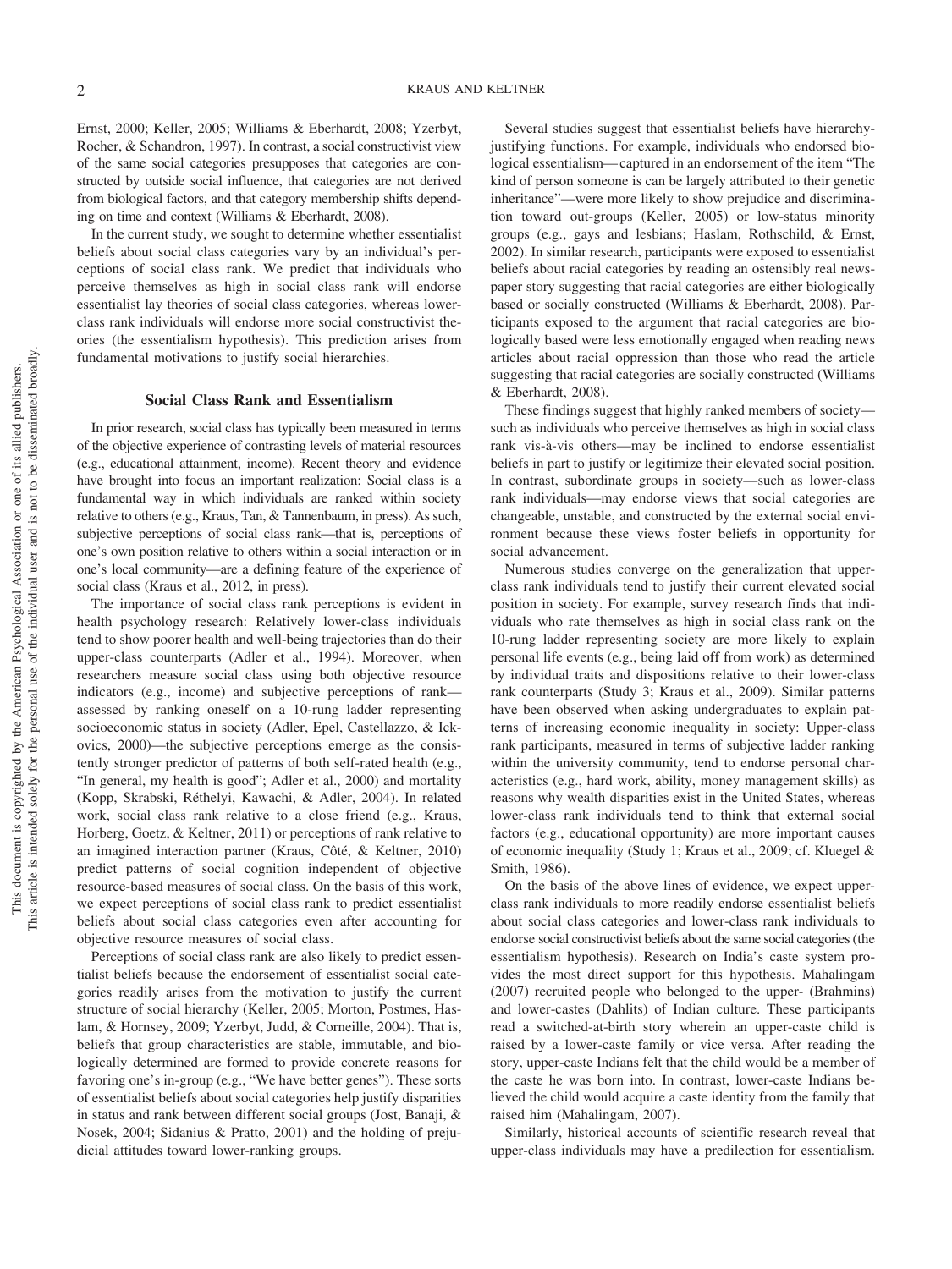Ernst, 2000; Keller, 2005; Williams & Eberhardt, 2008; Yzerbyt, Rocher, & Schandron, 1997). In contrast, a social constructivist view of the same social categories presupposes that categories are constructed by outside social influence, that categories are not derived from biological factors, and that category membership shifts depending on time and context (Williams & Eberhardt, 2008).

In the current study, we sought to determine whether essentialist beliefs about social class categories vary by an individual's perceptions of social class rank. We predict that individuals who perceive themselves as high in social class rank will endorse essentialist lay theories of social class categories, whereas lower-class rank individuals will endorse more social constructivist theories (the essentialism hypothesis). This prediction arises from fundamental motivations to justify social hierarchies.

## Social Class Rank and Essentialism

In prior research, social class has typically been measured in terms of the objective experience of contrasting levels of material resources (e.g., educational attainment, income). Recent theory and evidence have brought into focus an important realization: Social class is a fundamental way in which individuals are ranked within society relative to others (e.g., Kraus, Tan, & Tannenbaum, in press). As such, subjective perceptions of social class rank—that is, perceptions of one's own position relative to others within a social interaction or in one's local community—are a defining feature of the experience of social class (Kraus et al., 2012, in press).

The importance of social class rank perceptions is evident in health psychology research: Relatively lower-class individuals tend to show poorer health and well-being trajectories than do their upper-class counterparts (Adler et al., 1994). Moreover, when researchers measure social class using both objective resource indicators (e.g., income) and subjective perceptions of rank—assessed by ranking oneself on a 10-rung ladder representing socioeconomic status in society (Adler, Epel, Castellazzo, & Ickovics, 2000)—the subjective perceptions emerge as the consistently stronger predictor of patterns of both self-rated health (e.g., "In general, my health is good"; Adler et al., 2000) and mortality (Kopp, Skrabski, Réthelyi, Kawachi, & Adler, 2004). In related work, social class rank relative to a close friend (e.g., Kraus, Horberg, Goetz, & Keltner, 2011) or perceptions of rank relative to an imagined interaction partner (Kraus, Côté, & Keltner, 2010) predict patterns of social cognition independent of objective resource-based measures of social class. On the basis of this work, we expect perceptions of social class rank to predict essentialist beliefs about social class categories even after accounting for objective resource measures of social class.

Perceptions of social class rank are also likely to predict essentialist beliefs because the endorsement of essentialist social categories readily arises from the motivation to justify the current structure of social hierarchy (Keller, 2005; Morton, Postmes, Haslam, & Hornsey, 2009; Yzerbyt, Judd, & Corneille, 2004). That is, beliefs that group characteristics are stable, immutable, and biologically determined are formed to provide concrete reasons for favoring one's in-group (e.g., "We have better genes"). These sorts of essentialist beliefs about social categories help justify disparities in status and rank between different social groups (Jost, Banaji, & Nosek, 2004; Sidanius & Pratto, 2001) and the holding of prejudicial attitudes toward lower-ranking groups.

Several studies suggest that essentialist beliefs have hierarchy-justifying functions. For example, individuals who endorsed biological essentialism—captured in an endorsement of the item "The kind of person someone is can be largely attributed to their genetic inheritance"—were more likely to show prejudice and discrimination toward out-groups (Keller, 2005) or low-status minority groups (e.g., gays and lesbians; Haslam, Rothschild, & Ernst, 2002). In similar research, participants were exposed to essentialist beliefs about racial categories by reading an ostensibly real newspaper story suggesting that racial categories are either biologically based or socially constructed (Williams & Eberhardt, 2008). Participants exposed to the argument that racial categories are biologically based were less emotionally engaged when reading news articles about racial oppression than those who read the article suggesting that racial categories are socially constructed (Williams & Eberhardt, 2008).

These findings suggest that highly ranked members of society—such as individuals who perceive themselves as high in social class rank vis-à-vis others—may be inclined to endorse essentialist beliefs in part to justify or legitimize their elevated social position. In contrast, subordinate groups in society—such as lower-class rank individuals—may endorse views that social categories are changeable, unstable, and constructed by the external social environment because these views foster beliefs in opportunity for social advancement.

Numerous studies converge on the generalization that upper-class rank individuals tend to justify their current elevated social position in society. For example, survey research finds that individuals who rate themselves as high in social class rank on the 10-rung ladder representing society are more likely to explain personal life events (e.g., being laid off from work) as determined by individual traits and dispositions relative to their lower-class rank counterparts (Study 3; Kraus et al., 2009). Similar patterns have been observed when asking undergraduates to explain patterns of increasing economic inequality in society: Upper-class rank participants, measured in terms of subjective ladder ranking within the university community, tend to endorse personal characteristics (e.g., hard work, ability, money management skills) as reasons why wealth disparities exist in the United States, whereas lower-class rank individuals tend to think that external social factors (e.g., educational opportunity) are more important causes of economic inequality (Study 1; Kraus et al., 2009; cf. Kluegel & Smith, 1986).

On the basis of the above lines of evidence, we expect upper-class rank individuals to more readily endorse essentialist beliefs about social class categories and lower-class rank individuals to endorse social constructivist beliefs about the same social categories (the essentialism hypothesis). Research on India's caste system provides the most direct support for this hypothesis. Mahalingam (2007) recruited people who belonged to the upper- (Brahmins) and lower-castes (Dahlits) of Indian culture. These participants read a switched-at-birth story wherein an upper-caste child is raised by a lower-caste family or vice versa. After reading the story, upper-caste Indians felt that the child would be a member of the caste he was born into. In contrast, lower-caste Indians believed the child would acquire a caste identity from the family that raised him (Mahalingam, 2007).

Similarly, historical accounts of scientific research reveal that upper-class individuals may have a predilection for essentialism.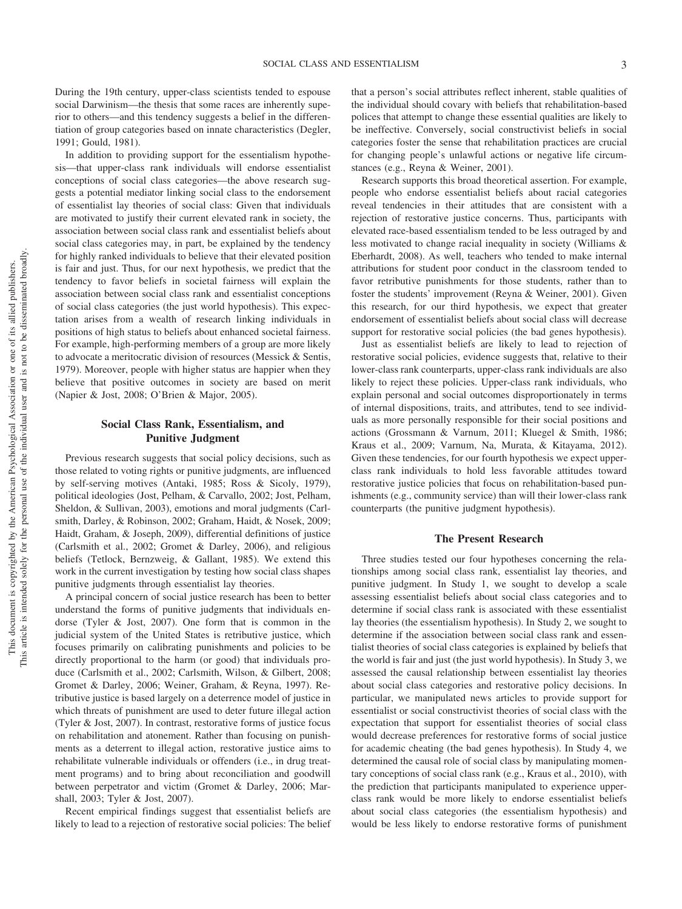During the 19th century, upper-class scientists tended to espouse social Darwinism—the thesis that some races are inherently superior to others—and this tendency suggests a belief in the differentiation of group categories based on innate characteristics (Degler, 1991; Gould, 1981).

In addition to providing support for the essentialism hypothesis—that upper-class rank individuals will endorse essentialist conceptions of social class categories—the above research suggests a potential mediator linking social class to the endorsement of essentialist lay theories of social class: Given that individuals are motivated to justify their current elevated rank in society, the association between social class rank and essentialist beliefs about social class categories may, in part, be explained by the tendency for highly ranked individuals to believe that their elevated position is fair and just. Thus, for our next hypothesis, we predict that the tendency to favor beliefs in societal fairness will explain the association between social class rank and essentialist conceptions of social class categories (the just world hypothesis). This expectation arises from a wealth of research linking individuals in positions of high status to beliefs about enhanced societal fairness. For example, high-performing members of a group are more likely to advocate a meritocratic division of resources (Messick & Sentis, 1979). Moreover, people with higher status are happier when they believe that positive outcomes in society are based on merit (Napier & Jost, 2008; O'Brien & Major, 2005).

## Social Class Rank, Essentialism, and Punitive Judgment

Previous research suggests that social policy decisions, such as those related to voting rights or punitive judgments, are influenced by self-serving motives (Antaki, 1985; Ross & Sicoly, 1979), political ideologies (Jost, Pelham, & Carvallo, 2002; Jost, Pelham, Sheldon, & Sullivan, 2003), emotions and moral judgments (Carlsmith, Darley, & Robinson, 2002; Graham, Haidt, & Nosek, 2009; Haidt, Graham, & Joseph, 2009), differential definitions of justice (Carlsmith et al., 2002; Gromet & Darley, 2006), and religious beliefs (Tetlock, Bernzweig, & Gallant, 1985). We extend this work in the current investigation by testing how social class shapes punitive judgments through essentialist lay theories.

A principal concern of social justice research has been to better understand the forms of punitive judgments that individuals endorse (Tyler & Jost, 2007). One form that is common in the judicial system of the United States is retributive justice, which focuses primarily on calibrating punishments and policies to be directly proportional to the harm (or good) that individuals produce (Carlsmith et al., 2002; Carlsmith, Wilson, & Gilbert, 2008; Gromet & Darley, 2006; Weiner, Graham, & Reyna, 1997). Retributive justice is based largely on a deterrence model of justice in which threats of punishment are used to deter future illegal action (Tyler & Jost, 2007). In contrast, restorative forms of justice focus on rehabilitation and atonement. Rather than focusing on punishments as a deterrent to illegal action, restorative justice aims to rehabilitate vulnerable individuals or offenders (i.e., in drug treatment programs) and to bring about reconciliation and goodwill between perpetrator and victim (Gromet & Darley, 2006; Marshall, 2003; Tyler & Jost, 2007).

Recent empirical findings suggest that essentialist beliefs are likely to lead to a rejection of restorative social policies: The belief that a person's social attributes reflect inherent, stable qualities of the individual should covary with beliefs that rehabilitation-based polices that attempt to change these essential qualities are likely to be ineffective. Conversely, social constructivist beliefs in social categories foster the sense that rehabilitation practices are crucial for changing people's unlawful actions or negative life circumstances (e.g., Reyna & Weiner, 2001).

Research supports this broad theoretical assertion. For example, people who endorse essentialist beliefs about racial categories reveal tendencies in their attitudes that are consistent with a rejection of restorative justice concerns. Thus, participants with elevated race-based essentialism tended to be less outraged by and less motivated to change racial inequality in society (Williams & Eberhardt, 2008). As well, teachers who tended to make internal attributions for student poor conduct in the classroom tended to favor retributive punishments for those students, rather than to foster the students' improvement (Reyna & Weiner, 2001). Given this research, for our third hypothesis, we expect that greater endorsement of essentialist beliefs about social class will decrease support for restorative social policies (the bad genes hypothesis).

Just as essentialist beliefs are likely to lead to rejection of restorative social policies, evidence suggests that, relative to their lower-class rank counterparts, upper-class rank individuals are also likely to reject these policies. Upper-class rank individuals, who explain personal and social outcomes disproportionately in terms of internal dispositions, traits, and attributes, tend to see individuals as more personally responsible for their social positions and actions (Grossmann & Varnum, 2011; Kluegel & Smith, 1986; Kraus et al., 2009; Varnum, Na, Murata, & Kitayama, 2012). Given these tendencies, for our fourth hypothesis we expect upper-class rank individuals to hold less favorable attitudes toward restorative justice policies that focus on rehabilitation-based punishments (e.g., community service) than will their lower-class rank counterparts (the punitive judgment hypothesis).

## The Present Research

Three studies tested our four hypotheses concerning the relationships among social class rank, essentialist lay theories, and punitive judgment. In Study 1, we sought to develop a scale assessing essentialist beliefs about social class categories and to determine if social class rank is associated with these essentialist lay theories (the essentialism hypothesis). In Study 2, we sought to determine if the association between social class rank and essentialist theories of social class categories is explained by beliefs that the world is fair and just (the just world hypothesis). In Study 3, we assessed the causal relationship between essentialist lay theories about social class categories and restorative policy decisions. In particular, we manipulated news articles to provide support for essentialist or social constructivist theories of social class with the expectation that support for essentialist theories of social class would decrease preferences for restorative forms of social justice for academic cheating (the bad genes hypothesis). In Study 4, we determined the causal role of social class by manipulating momentary conceptions of social class rank (e.g., Kraus et al., 2010), with the prediction that participants manipulated to experience upper-class rank would be more likely to endorse essentialist beliefs about social class categories (the essentialism hypothesis) and would be less likely to endorse restorative forms of punishment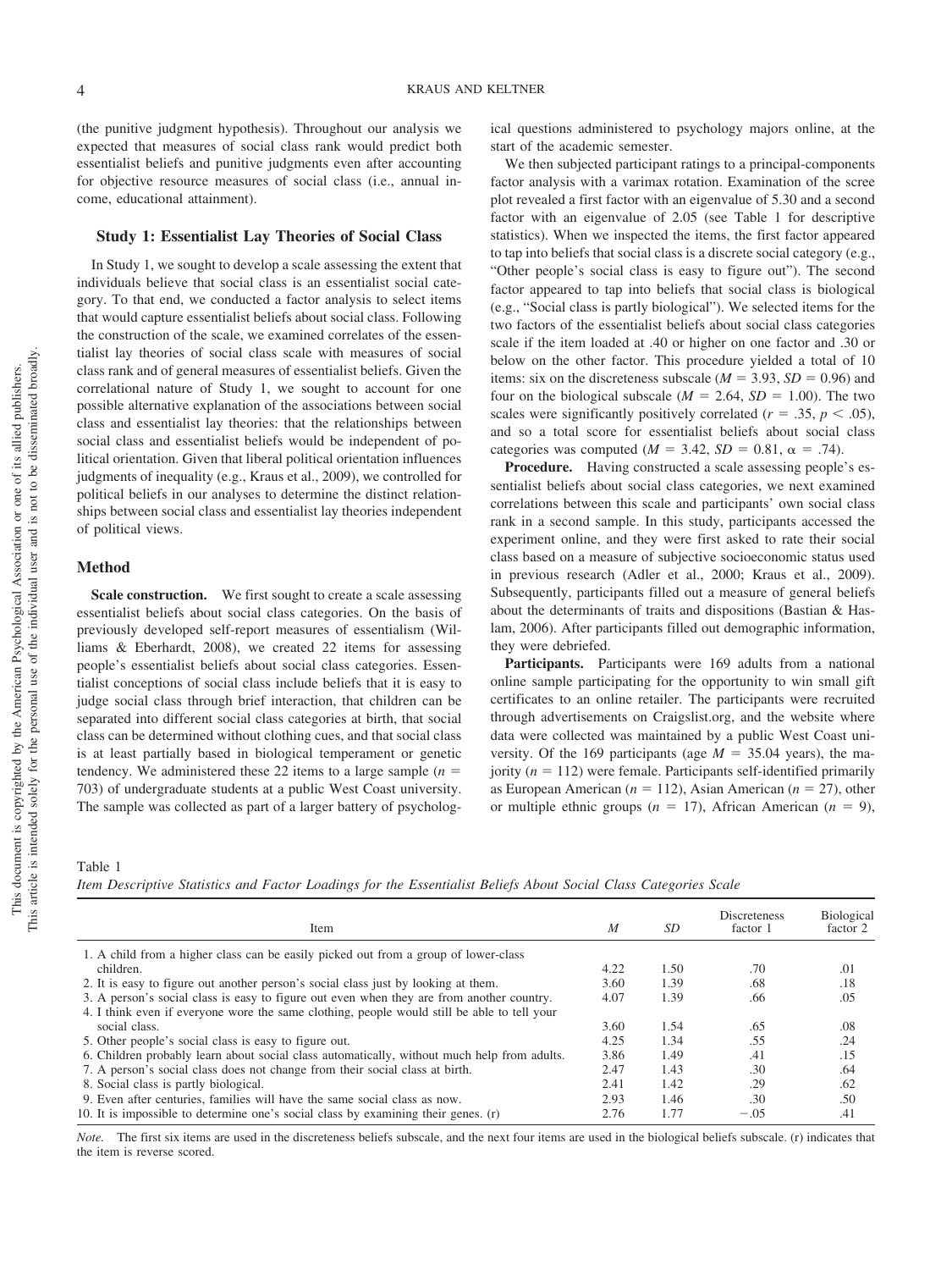(the punitive judgment hypothesis). Throughout our analysis we expected that measures of social class rank would predict both essentialist beliefs and punitive judgments even after accounting for objective resource measures of social class (i.e., annual income, educational attainment).

## Study 1: Essentialist Lay Theories of Social Class

In Study 1, we sought to develop a scale assessing the extent that individuals believe that social class is an essentialist social category. To that end, we conducted a factor analysis to select items that would capture essentialist beliefs about social class. Following the construction of the scale, we examined correlates of the essentialist lay theories of social class scale with measures of social class rank and of general measures of essentialist beliefs. Given the correlational nature of Study 1, we sought to account for one possible alternative explanation of the associations between social class and essentialist lay theories: that the relationships between social class and essentialist beliefs would be independent of political orientation. Given that liberal political orientation influences judgments of inequality (e.g., Kraus et al., 2009), we controlled for political beliefs in our analyses to determine the distinct relationships between social class and essentialist lay theories independent of political views.

### Method

**Scale construction.** We first sought to create a scale assessing essentialist beliefs about social class categories. On the basis of previously developed self-report measures of essentialism (Williams & Eberhardt, 2008), we created 22 items for assessing people's essentialist beliefs about social class categories. Essentialist conceptions of social class include beliefs that it is easy to judge social class through brief interaction, that children can be separated into different social class categories at birth, that social class can be determined without clothing cues, and that social class is at least partially based in biological temperament or genetic tendency. We administered these 22 items to a large sample ($n$ = 703) of undergraduate students at a public West Coast university. The sample was collected as part of a larger battery of psychological questions administered to psychology majors online, at the start of the academic semester.

We then subjected participant ratings to a principal-components factor analysis with a varimax rotation. Examination of the scree plot revealed a first factor with an eigenvalue of 5.30 and a second factor with an eigenvalue of 2.05 (see Table 1 for descriptive statistics). When we inspected the items, the first factor appeared to tap into beliefs that social class is a discrete social category (e.g., "Other people's social class is easy to figure out"). The second factor appeared to tap into beliefs that social class is biological (e.g., "Social class is partly biological"). We selected items for the two factors of the essentialist beliefs about social class categories scale if the item loaded at .40 or higher on one factor and .30 or below on the other factor. This procedure yielded a total of 10 items: six on the discreteness subscale ($M$ = 3.93, $SD$ = 0.96) and four on the biological subscale ($M$ = 2.64, $SD$ = 1.00). The two scales were significantly positively correlated ($r$ = .35, $p < .05$), and so a total score for essentialist beliefs about social class categories was computed ($M$ = 3.42, $SD$ = 0.81, $\alpha$ = .74).

**Procedure.** Having constructed a scale assessing people's essentialist beliefs about social class categories, we next examined correlations between this scale and participants' own social class rank in a second sample. In this study, participants accessed the experiment online, and they were first asked to rate their social class based on a measure of subjective socioeconomic status used in previous research (Adler et al., 2000; Kraus et al., 2009). Subsequently, participants filled out a measure of general beliefs about the determinants of traits and dispositions (Bastian & Haslam, 2006). After participants filled out demographic information, they were debriefed.

**Participants.** Participants were 169 adults from a national online sample participating for the opportunity to win small gift certificates to an online retailer. The participants were recruited through advertisements on Craigslist.org, and the website where data were collected was maintained by a public West Coast university. Of the 169 participants (age $M$ = 35.04 years), the majority ($n$ = 112) were female. Participants self-identified primarily as European American ($n$ = 112), Asian American ($n$ = 27), other or multiple ethnic groups ($n$ = 17), African American ($n$ = 9),

Table 1
*Item Descriptive Statistics and Factor Loadings for the Essentialist Beliefs About Social Class Categories Scale*

| Item | $M$ | $SD$ | Discreteness factor 1 | Biological factor 2 |
|---|---|---|---|---|
| 1. A child from a higher class can be easily picked out from a group of lower-class children. | 4.22 | 1.50 | .70 | .01 |
| 2. It is easy to figure out another person's social class just by looking at them. | 3.60 | 1.39 | .68 | .18 |
| 3. A person's social class is easy to figure out even when they are from another country. | 4.07 | 1.39 | .66 | .05 |
| 4. I think even if everyone wore the same clothing, people would still be able to tell your social class. | 3.60 | 1.54 | .65 | .08 |
| 5. Other people's social class is easy to figure out. | 4.25 | 1.34 | .55 | .24 |
| 6. Children probably learn about social class automatically, without much help from adults. | 3.86 | 1.49 | .41 | .15 |
| 7. A person's social class does not change from their social class at birth. | 2.47 | 1.43 | .30 | .64 |
| 8. Social class is partly biological. | 2.41 | 1.42 | .29 | .62 |
| 9. Even after centuries, families will have the same social class as now. | 2.93 | 1.46 | .30 | .50 |
| 10. It is impossible to determine one's social class by examining their genes. (r) | 2.76 | 1.77 | −.05 | .41 |

*Note.* The first six items are used in the discreteness beliefs subscale, and the next four items are used in the biological beliefs subscale. (r) indicates that the item is reverse scored.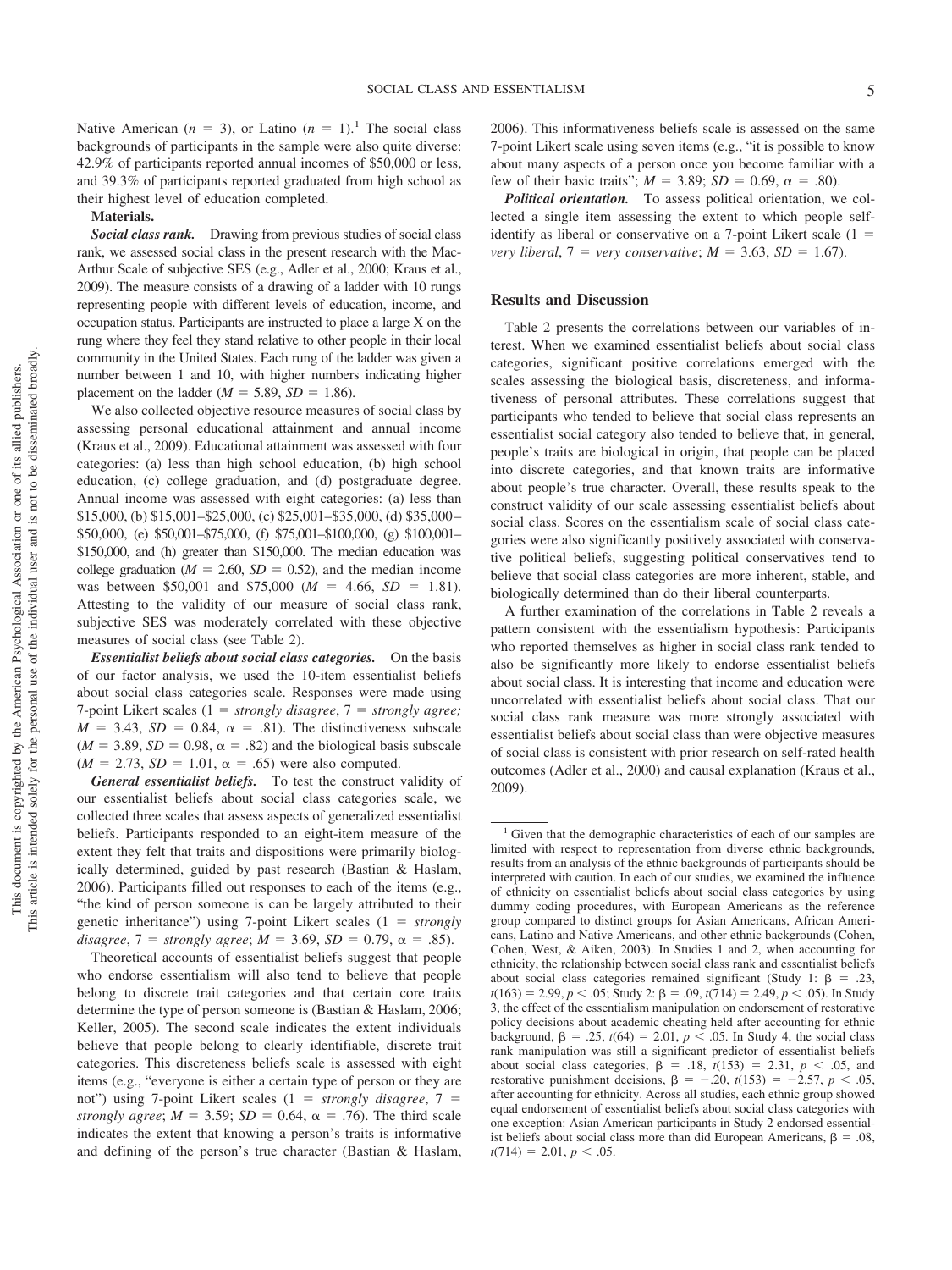Native American ($n$ = 3), or Latino ($n$ = 1).[1] The social class backgrounds of participants in the sample were also quite diverse: 42.9% of participants reported annual incomes of $50,000 or less, and 39.3% of participants reported graduated from high school as their highest level of education completed.

**Materials.**

***Social class rank.*** Drawing from previous studies of social class rank, we assessed social class in the present research with the MacArthur Scale of subjective SES (e.g., Adler et al., 2000; Kraus et al., 2009). The measure consists of a drawing of a ladder with 10 rungs representing people with different levels of education, income, and occupation status. Participants are instructed to place a large X on the rung where they feel they stand relative to other people in their local community in the United States. Each rung of the ladder was given a number between 1 and 10, with higher numbers indicating higher placement on the ladder ($M$ = 5.89, $SD$ = 1.86).

We also collected objective resource measures of social class by assessing personal educational attainment and annual income (Kraus et al., 2009). Educational attainment was assessed with four categories: (a) less than high school education, (b) high school education, (c) college graduation, and (d) postgraduate degree. Annual income was assessed with eight categories: (a) less than $15,000, (b) $15,001–$25,000, (c) $25,001–$35,000, (d) $35,000–$50,000, (e) $50,001–$75,000, (f) $75,001–$100,000, (g) $100,001–$150,000, and (h) greater than $150,000. The median education was college graduation ($M$ = 2.60, $SD$ = 0.52), and the median income was between $50,001 and $75,000 ($M$ = 4.66, $SD$ = 1.81). Attesting to the validity of our measure of social class rank, subjective SES was moderately correlated with these objective measures of social class (see Table 2).

***Essentialist beliefs about social class categories.*** On the basis of our factor analysis, we used the 10-item essentialist beliefs about social class categories scale. Responses were made using 7-point Likert scales (1 = *strongly disagree*, 7 = *strongly agree;* $M$ = 3.43, $SD$ = 0.84, $\alpha$ = .81). The distinctiveness subscale ($M$ = 3.89, $SD$ = 0.98, $\alpha$ = .82) and the biological basis subscale ($M$ = 2.73, $SD$ = 1.01, $\alpha$ = .65) were also computed.

***General essentialist beliefs.*** To test the construct validity of our essentialist beliefs about social class categories scale, we collected three scales that assess aspects of generalized essentialist beliefs. Participants responded to an eight-item measure of the extent they felt that traits and dispositions were primarily biologically determined, guided by past research (Bastian & Haslam, 2006). Participants filled out responses to each of the items (e.g., "the kind of person someone is can be largely attributed to their genetic inheritance") using 7-point Likert scales (1 = *strongly disagree*, 7 = *strongly agree*; $M$ = 3.69, $SD$ = 0.79, $\alpha$ = .85).

Theoretical accounts of essentialist beliefs suggest that people who endorse essentialism will also tend to believe that people belong to discrete trait categories and that certain core traits determine the type of person someone is (Bastian & Haslam, 2006; Keller, 2005). The second scale indicates the extent individuals believe that people belong to clearly identifiable, discrete trait categories. This discreteness beliefs scale is assessed with eight items (e.g., "everyone is either a certain type of person or they are not") using 7-point Likert scales (1 = *strongly disagree*, 7 = *strongly agree*; $M$ = 3.59; $SD$ = 0.64, $\alpha$ = .76). The third scale indicates the extent that knowing a person's traits is informative and defining of the person's true character (Bastian & Haslam, 2006). This informativeness beliefs scale is assessed on the same 7-point Likert scale using seven items (e.g., "it is possible to know about many aspects of a person once you become familiar with a few of their basic traits"; $M$ = 3.89; $SD$ = 0.69, $\alpha$ = .80).

***Political orientation.*** To assess political orientation, we collected a single item assessing the extent to which people self-identify as liberal or conservative on a 7-point Likert scale (1 = *very liberal*, 7 = *very conservative*; $M$ = 3.63, $SD$ = 1.67).

## Results and Discussion

Table 2 presents the correlations between our variables of interest. When we examined essentialist beliefs about social class categories, significant positive correlations emerged with the scales assessing the biological basis, discreteness, and informativeness of personal attributes. These correlations suggest that participants who tended to believe that social class represents an essentialist social category also tended to believe that, in general, people's traits are biological in origin, that people can be placed into discrete categories, and that known traits are informative about people's true character. Overall, these results speak to the construct validity of our scale assessing essentialist beliefs about social class. Scores on the essentialism scale of social class categories were also significantly positively associated with conservative political beliefs, suggesting political conservatives tend to believe that social class categories are more inherent, stable, and biologically determined than do their liberal counterparts.

A further examination of the correlations in Table 2 reveals a pattern consistent with the essentialism hypothesis: Participants who reported themselves as higher in social class rank tended to also be significantly more likely to endorse essentialist beliefs about social class. It is interesting that income and education were uncorrelated with essentialist beliefs about social class. That our social class rank measure was more strongly associated with essentialist beliefs about social class than were objective measures of social class is consistent with prior research on self-rated health outcomes (Adler et al., 2000) and causal explanation (Kraus et al., 2009).

[1] Given that the demographic characteristics of each of our samples are limited with respect to representation from diverse ethnic backgrounds, results from an analysis of the ethnic backgrounds of participants should be interpreted with caution. In each of our studies, we examined the influence of ethnicity on essentialist beliefs about social class categories by using dummy coding procedures, with European Americans as the reference group compared to distinct groups for Asian Americans, African Americans, Latino and Native Americans, and other ethnic backgrounds (Cohen, Cohen, West, & Aiken, 2003). In Studies 1 and 2, when accounting for ethnicity, the relationship between social class rank and essentialist beliefs about social class categories remained significant (Study 1: $\beta$ = .23, $t(163) = 2.99$, $p < .05$; Study 2: $\beta$ = .09, $t(714) = 2.49$, $p < .05$). In Study 3, the effect of the essentialism manipulation on endorsement of restorative policy decisions about academic cheating held after accounting for ethnic background, $\beta$ = .25, $t(64) = 2.01$, $p < .05$. In Study 4, the social class rank manipulation was still a significant predictor of essentialist beliefs about social class categories, $\beta$ = .18, $t(153) = 2.31$, $p < .05$, and restorative punishment decisions, $\beta$ = −.20, $t(153) = -2.57$, $p < .05$, after accounting for ethnicity. Across all studies, each ethnic group showed equal endorsement of essentialist beliefs about social class categories with one exception: Asian American participants in Study 2 endorsed essentialist beliefs about social class more than did European Americans, $\beta$ = .08, $t(714) = 2.01$, $p < .05$.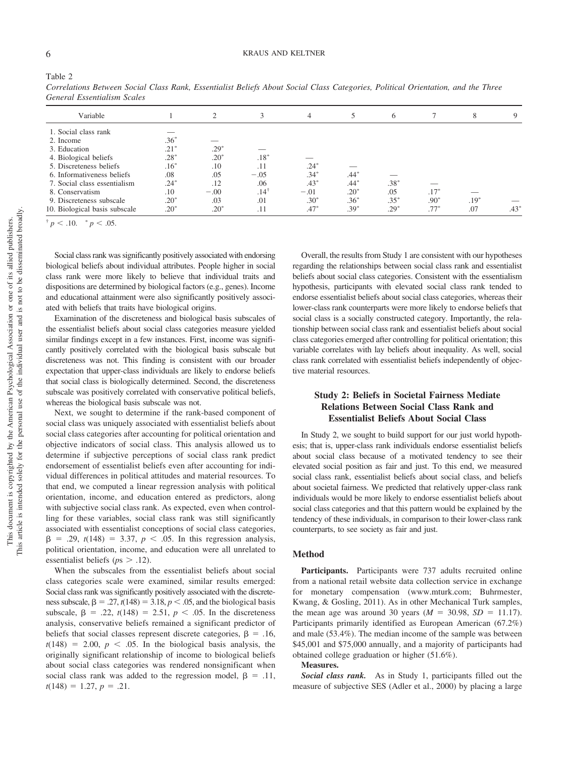Table 2

*Correlations Between Social Class Rank, Essentialist Beliefs About Social Class Categories, Political Orientation, and the Three General Essentialism Scales*

| Variable | 1 | 2 | 3 | 4 | 5 | 6 | 7 | 8 | 9 |
|---|---|---|---|---|---|---|---|---|---|
| 1. Social class rank | — | | | | | | | | |
| 2. Income | .36* | — | | | | | | | |
| 3. Education | .21* | .29* | — | | | | | | |
| 4. Biological beliefs | .28* | .20* | .18* | — | | | | | |
| 5. Discreteness beliefs | .16* | .10 | .11 | .24* | — | | | | |
| 6. Informativeness beliefs | .08 | .05 | −.05 | .34* | .44* | — | | | |
| 7. Social class essentialism | .24* | .12 | .06 | .43* | .44* | .38* | — | | |
| 8. Conservatism | .10 | −.00 | .14† | −.01 | .20* | .05 | .17* | — | |
| 9. Discreteness subscale | .20* | .03 | .01 | .30* | .36* | .35* | .90* | .19* | — |
| 10. Biological basis subscale | .20* | .20* | .11 | .47* | .39* | .29* | .77* | .07 | .43* |

† $p < .10$. * $p < .05$.

Social class rank was significantly positively associated with endorsing biological beliefs about individual attributes. People higher in social class rank were more likely to believe that individual traits and dispositions are determined by biological factors (e.g., genes). Income and educational attainment were also significantly positively associated with beliefs that traits have biological origins.

Examination of the discreteness and biological basis subscales of the essentialist beliefs about social class categories measure yielded similar findings except in a few instances. First, income was significantly positively correlated with the biological basis subscale but discreteness was not. This finding is consistent with our broader expectation that upper-class individuals are likely to endorse beliefs that social class is biologically determined. Second, the discreteness subscale was positively correlated with conservative political beliefs, whereas the biological basis subscale was not.

Next, we sought to determine if the rank-based component of social class was uniquely associated with essentialist beliefs about social class categories after accounting for political orientation and objective indicators of social class. This analysis allowed us to determine if subjective perceptions of social class rank predict endorsement of essentialist beliefs even after accounting for individual differences in political attitudes and material resources. To that end, we computed a linear regression analysis with political orientation, income, and education entered as predictors, along with subjective social class rank. As expected, even when controlling for these variables, social class rank was still significantly associated with essentialist conceptions of social class categories, $\beta = .29$, $t(148) = 3.37$, $p < .05$. In this regression analysis, political orientation, income, and education were all unrelated to essentialist beliefs ($p$s $> .12$).

When the subscales from the essentialist beliefs about social class categories scale were examined, similar results emerged: Social class rank was significantly positively associated with the discreteness subscale, $\beta = .27$, $t(148) = 3.18$, $p < .05$, and the biological basis subscale, $\beta = .22$, $t(148) = 2.51$, $p < .05$. In the discreteness analysis, conservative beliefs remained a significant predictor of beliefs that social classes represent discrete categories, $\beta = .16$, $t(148) = 2.00$, $p < .05$. In the biological basis analysis, the originally significant relationship of income to biological beliefs about social class categories was rendered nonsignificant when social class rank was added to the regression model, $\beta = .11$, $t(148) = 1.27$, $p = .21$.

Overall, the results from Study 1 are consistent with our hypotheses regarding the relationships between social class rank and essentialist beliefs about social class categories. Consistent with the essentialism hypothesis, participants with elevated social class rank tended to endorse essentialist beliefs about social class categories, whereas their lower-class rank counterparts were more likely to endorse beliefs that social class is a socially constructed category. Importantly, the relationship between social class rank and essentialist beliefs about social class categories emerged after controlling for political orientation; this variable correlates with lay beliefs about inequality. As well, social class rank correlated with essentialist beliefs independently of objective material resources.

## Study 2: Beliefs in Societal Fairness Mediate Relations Between Social Class Rank and Essentialist Beliefs About Social Class

In Study 2, we sought to build support for our just world hypothesis; that is, upper-class rank individuals endorse essentialist beliefs about social class because of a motivated tendency to see their elevated social position as fair and just. To this end, we measured social class rank, essentialist beliefs about social class, and beliefs about societal fairness. We predicted that relatively upper-class rank individuals would be more likely to endorse essentialist beliefs about social class categories and that this pattern would be explained by the tendency of these individuals, in comparison to their lower-class rank counterparts, to see society as fair and just.

### Method

**Participants.** Participants were 737 adults recruited online from a national retail website data collection service in exchange for monetary compensation (www.mturk.com; Buhrmester, Kwang, & Gosling, 2011). As in other Mechanical Turk samples, the mean age was around 30 years ($M = 30.98$, $SD = 11.17$). Participants primarily identified as European American (67.2%) and male (53.4%). The median income of the sample was between $45,001 and $75,000 annually, and a majority of participants had obtained college graduation or higher (51.6%).

**Measures.**

***Social class rank.*** As in Study 1, participants filled out the measure of subjective SES (Adler et al., 2000) by placing a large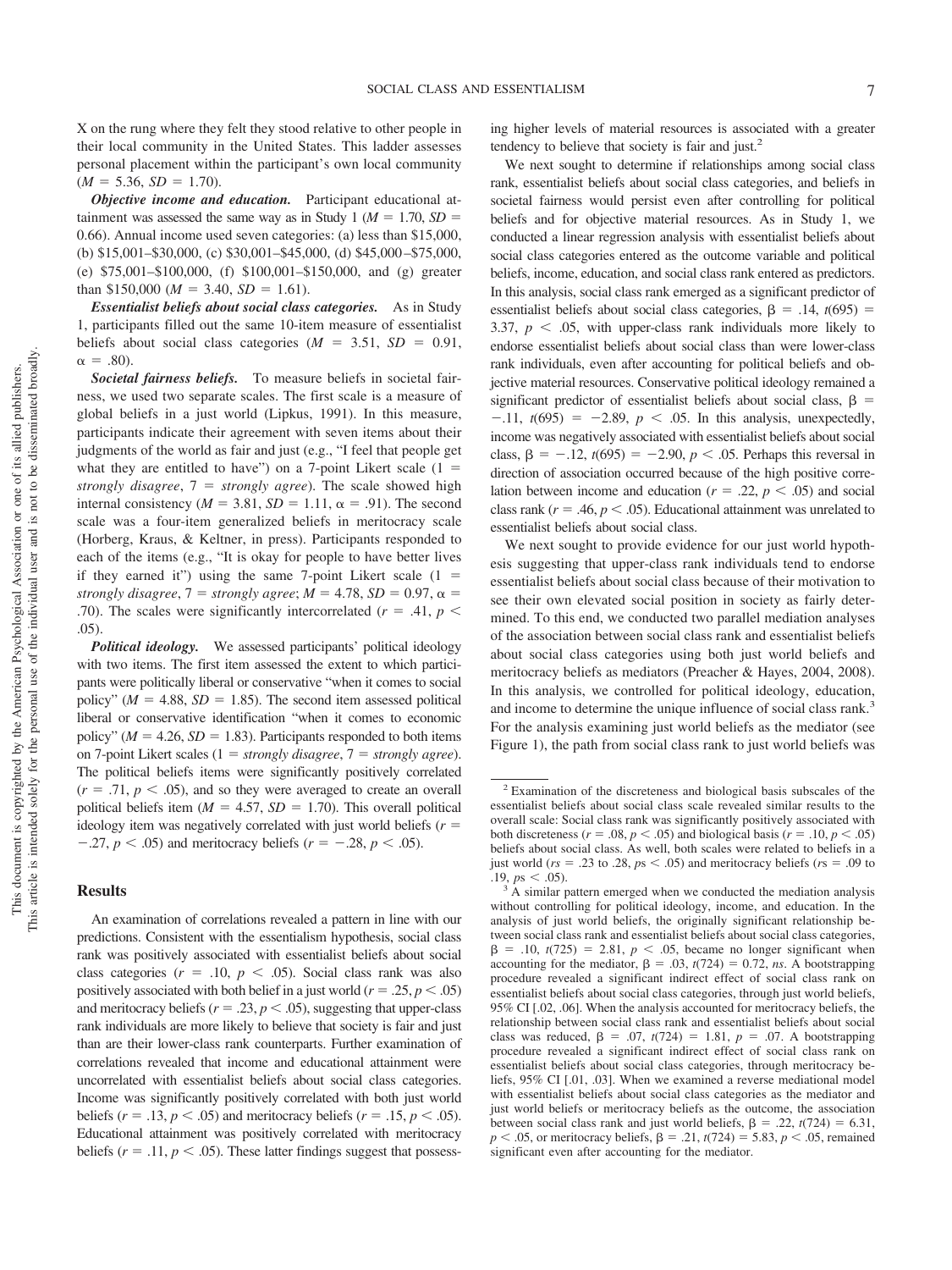X on the rung where they felt they stood relative to other people in their local community in the United States. This ladder assesses personal placement within the participant's own local community ($M = 5.36$, $SD = 1.70$).

***Objective income and education.*** Participant educational attainment was assessed the same way as in Study 1 ($M = 1.70$, $SD = 0.66$). Annual income used seven categories: (a) less than $15,000, (b) $15,001–$30,000, (c) $30,001–$45,000, (d) $45,000–$75,000, (e) $75,001–$100,000, (f) $100,001–$150,000, and (g) greater than $150,000 ($M = 3.40$, $SD = 1.61$).

***Essentialist beliefs about social class categories.*** As in Study 1, participants filled out the same 10-item measure of essentialist beliefs about social class categories ($M = 3.51$, $SD = 0.91$, $\alpha = .80$).

***Societal fairness beliefs.*** To measure beliefs in societal fairness, we used two separate scales. The first scale is a measure of global beliefs in a just world (Lipkus, 1991). In this measure, participants indicate their agreement with seven items about their judgments of the world as fair and just (e.g., "I feel that people get what they are entitled to have") on a 7-point Likert scale (1 = *strongly disagree*, 7 = *strongly agree*). The scale showed high internal consistency ($M = 3.81$, $SD = 1.11$, $\alpha = .91$). The second scale was a four-item generalized beliefs in meritocracy scale (Horberg, Kraus, & Keltner, in press). Participants responded to each of the items (e.g., "It is okay for people to have better lives if they earned it") using the same 7-point Likert scale (1 = *strongly disagree*, 7 = *strongly agree*; $M = 4.78$, $SD = 0.97$, $\alpha = .70$). The scales were significantly intercorrelated ($r = .41$, $p < .05$).

***Political ideology.*** We assessed participants' political ideology with two items. The first item assessed the extent to which participants were politically liberal or conservative "when it comes to social policy" ($M = 4.88$, $SD = 1.85$). The second item assessed political liberal or conservative identification "when it comes to economic policy" ($M = 4.26$, $SD = 1.83$). Participants responded to both items on 7-point Likert scales (1 = *strongly disagree*, 7 = *strongly agree*). The political beliefs items were significantly positively correlated ($r = .71$, $p < .05$), and so they were averaged to create an overall political beliefs item ($M = 4.57$, $SD = 1.70$). This overall political ideology item was negatively correlated with just world beliefs ($r = -.27$, $p < .05$) and meritocracy beliefs ($r = -.28$, $p < .05$).

## Results

An examination of correlations revealed a pattern in line with our predictions. Consistent with the essentialism hypothesis, social class rank was positively associated with essentialist beliefs about social class categories ($r = .10$, $p < .05$). Social class rank was also positively associated with both belief in a just world ($r = .25$, $p < .05$) and meritocracy beliefs ($r = .23$, $p < .05$), suggesting that upper-class rank individuals are more likely to believe that society is fair and just than are their lower-class rank counterparts. Further examination of correlations revealed that income and educational attainment were uncorrelated with essentialist beliefs about social class categories. Income was significantly positively correlated with both just world beliefs ($r = .13$, $p < .05$) and meritocracy beliefs ($r = .15$, $p < .05$). Educational attainment was positively correlated with meritocracy beliefs ($r = .11$, $p < .05$). These latter findings suggest that possessing higher levels of material resources is associated with a greater tendency to believe that society is fair and just.[2]

We next sought to determine if relationships among social class rank, essentialist beliefs about social class categories, and beliefs in societal fairness would persist even after controlling for political beliefs and for objective material resources. As in Study 1, we conducted a linear regression analysis with essentialist beliefs about social class categories entered as the outcome variable and political beliefs, income, education, and social class rank entered as predictors. In this analysis, social class rank emerged as a significant predictor of essentialist beliefs about social class categories, $\beta = .14$, $t(695) = 3.37$, $p < .05$, with upper-class rank individuals more likely to endorse essentialist beliefs about social class than were lower-class rank individuals, even after accounting for political beliefs and objective material resources. Conservative political ideology remained a significant predictor of essentialist beliefs about social class, $\beta = -.11$, $t(695) = -2.89$, $p < .05$. In this analysis, unexpectedly, income was negatively associated with essentialist beliefs about social class, $\beta = -.12$, $t(695) = -2.90$, $p < .05$. Perhaps this reversal in direction of association occurred because of the high positive correlation between income and education ($r = .22$, $p < .05$) and social class rank ($r = .46$, $p < .05$). Educational attainment was unrelated to essentialist beliefs about social class.

We next sought to provide evidence for our just world hypothesis suggesting that upper-class rank individuals tend to endorse essentialist beliefs about social class because of their motivation to see their own elevated social position in society as fairly determined. To this end, we conducted two parallel mediation analyses of the association between social class rank and essentialist beliefs about social class categories using both just world beliefs and meritocracy beliefs as mediators (Preacher & Hayes, 2004, 2008). In this analysis, we controlled for political ideology, education, and income to determine the unique influence of social class rank.[3] For the analysis examining just world beliefs as the mediator (see Figure 1), the path from social class rank to just world beliefs was

---

[2] Examination of the discreteness and biological basis subscales of the essentialist beliefs about social class scale revealed similar results to the overall scale: Social class rank was significantly positively associated with both discreteness ($r = .08$, $p < .05$) and biological basis ($r = .10$, $p < .05$) beliefs about social class. As well, both scales were related to beliefs in a just world ($rs = .23$ to $.28$, $ps < .05$) and meritocracy beliefs ($rs = .09$ to $.19$, $ps < .05$).

[3] A similar pattern emerged when we conducted the mediation analysis without controlling for political ideology, income, and education. In the analysis of just world beliefs, the originally significant relationship between social class rank and essentialist beliefs about social class categories, $\beta = .10$, $t(725) = 2.81$, $p < .05$, became no longer significant when accounting for the mediator, $\beta = .03$, $t(724) = 0.72$, *ns*. A bootstrapping procedure revealed a significant indirect effect of social class rank on essentialist beliefs about social class categories, through just world beliefs, 95% CI [.02, .06]. When the analysis accounted for meritocracy beliefs, the relationship between social class rank and essentialist beliefs about social class was reduced, $\beta = .07$, $t(724) = 1.81$, $p = .07$. A bootstrapping procedure revealed a significant indirect effect of social class rank on essentialist beliefs about social class categories, through meritocracy beliefs, 95% CI [.01, .03]. When we examined a reverse mediational model with essentialist beliefs about social class categories as the mediator and just world beliefs or meritocracy beliefs as the outcome, the association between social class rank and just world beliefs, $\beta = .22$, $t(724) = 6.31$, $p < .05$, or meritocracy beliefs, $\beta = .21$, $t(724) = 5.83$, $p < .05$, remained significant even after accounting for the mediator.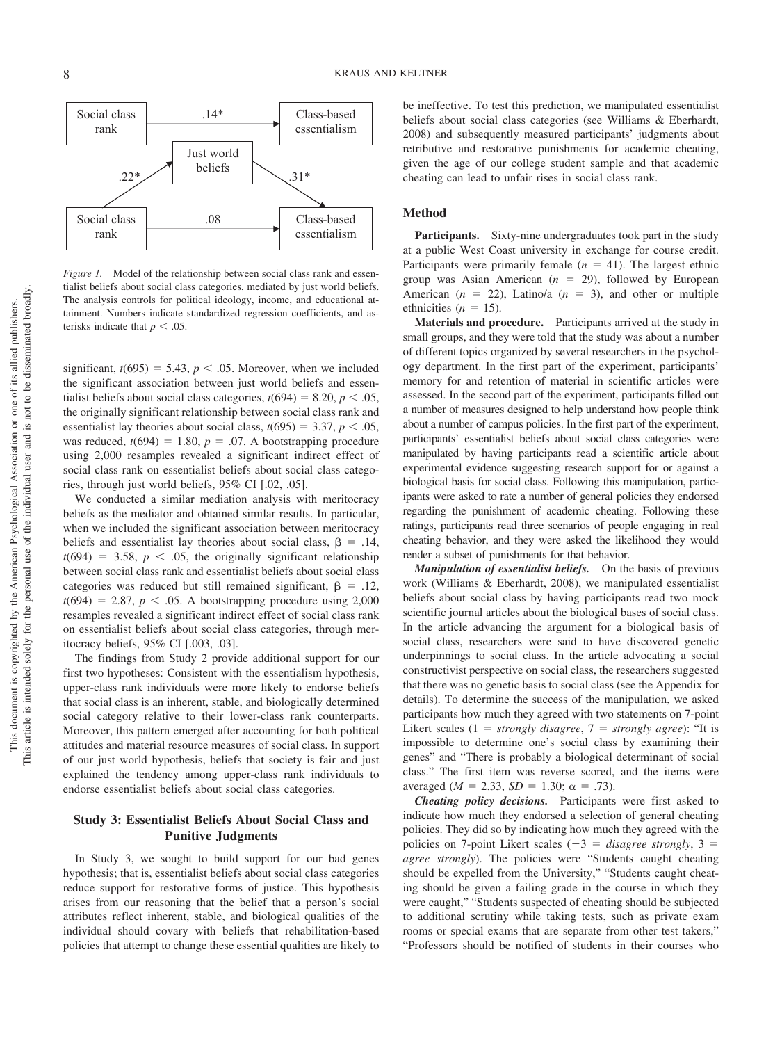Social class rank

.14*

Class-based essentialism

Just world beliefs

.22*

.31*

Social class rank

.08

Class-based essentialism

*Figure 1.* Model of the relationship between social class rank and essentialist beliefs about social class categories, mediated by just world beliefs. The analysis controls for political ideology, income, and educational attainment. Numbers indicate standardized regression coefficients, and asterisks indicate that $p < .05$.

significant, $t(695) = 5.43$, $p < .05$. Moreover, when we included the significant association between just world beliefs and essentialist beliefs about social class categories, $t(694) = 8.20$, $p < .05$, the originally significant relationship between social class rank and essentialist lay theories about social class, $t(695) = 3.37$, $p < .05$, was reduced, $t(694) = 1.80$, $p = .07$. A bootstrapping procedure using 2,000 resamples revealed a significant indirect effect of social class rank on essentialist beliefs about social class categories, through just world beliefs, 95% CI [.02, .05].

We conducted a similar mediation analysis with meritocracy beliefs as the mediator and obtained similar results. In particular, when we included the significant association between meritocracy beliefs and essentialist lay theories about social class, $\beta = .14$, $t(694) = 3.58$, $p < .05$, the originally significant relationship between social class rank and essentialist beliefs about social class categories was reduced but still remained significant, $\beta = .12$, $t(694) = 2.87$, $p < .05$. A bootstrapping procedure using 2,000 resamples revealed a significant indirect effect of social class rank on essentialist beliefs about social class categories, through meritocracy beliefs, 95% CI [.003, .03].

The findings from Study 2 provide additional support for our first two hypotheses: Consistent with the essentialism hypothesis, upper-class rank individuals were more likely to endorse beliefs that social class is an inherent, stable, and biologically determined social category relative to their lower-class rank counterparts. Moreover, this pattern emerged after accounting for both political attitudes and material resource measures of social class. In support of our just world hypothesis, beliefs that society is fair and just explained the tendency among upper-class rank individuals to endorse essentialist beliefs about social class categories.

## Study 3: Essentialist Beliefs About Social Class and Punitive Judgments

In Study 3, we sought to build support for our bad genes hypothesis; that is, essentialist beliefs about social class categories reduce support for restorative forms of justice. This hypothesis arises from our reasoning that the belief that a person's social attributes reflect inherent, stable, and biological qualities of the individual should covary with beliefs that rehabilitation-based policies that attempt to change these essential qualities are likely to be ineffective. To test this prediction, we manipulated essentialist beliefs about social class categories (see Williams & Eberhardt, 2008) and subsequently measured participants' judgments about retributive and restorative punishments for academic cheating, given the age of our college student sample and that academic cheating can lead to unfair rises in social class rank.

### Method

**Participants.** Sixty-nine undergraduates took part in the study at a public West Coast university in exchange for course credit. Participants were primarily female ($n = 41$). The largest ethnic group was Asian American ($n = 29$), followed by European American ($n = 22$), Latino/a ($n = 3$), and other or multiple ethnicities ($n = 15$).

**Materials and procedure.** Participants arrived at the study in small groups, and they were told that the study was about a number of different topics organized by several researchers in the psychology department. In the first part of the experiment, participants' memory for and retention of material in scientific articles were assessed. In the second part of the experiment, participants filled out a number of measures designed to help understand how people think about a number of campus policies. In the first part of the experiment, participants' essentialist beliefs about social class categories were manipulated by having participants read a scientific article about experimental evidence suggesting research support for or against a biological basis for social class. Following this manipulation, participants were asked to rate a number of general policies they endorsed regarding the punishment of academic cheating. Following these ratings, participants read three scenarios of people engaging in real cheating behavior, and they were asked the likelihood they would render a subset of punishments for that behavior.

***Manipulation of essentialist beliefs.*** On the basis of previous work (Williams & Eberhardt, 2008), we manipulated essentialist beliefs about social class by having participants read two mock scientific journal articles about the biological bases of social class. In the article advancing the argument for a biological basis of social class, researchers were said to have discovered genetic underpinnings to social class. In the article advocating a social constructivist perspective on social class, the researchers suggested that there was no genetic basis to social class (see the Appendix for details). To determine the success of the manipulation, we asked participants how much they agreed with two statements on 7-point Likert scales (1 = *strongly disagree*, 7 = *strongly agree*): "It is impossible to determine one's social class by examining their genes" and "There is probably a biological determinant of social class." The first item was reverse scored, and the items were averaged ($M = 2.33$, $SD = 1.30$; $\alpha = .73$).

***Cheating policy decisions.*** Participants were first asked to indicate how much they endorsed a selection of general cheating policies. They did so by indicating how much they agreed with the policies on 7-point Likert scales (−3 = *disagree strongly*, 3 = *agree strongly*). The policies were "Students caught cheating should be expelled from the University," "Students caught cheating should be given a failing grade in the course in which they were caught," "Students suspected of cheating should be subjected to additional scrutiny while taking tests, such as private exam rooms or special exams that are separate from other test takers," "Professors should be notified of students in their courses who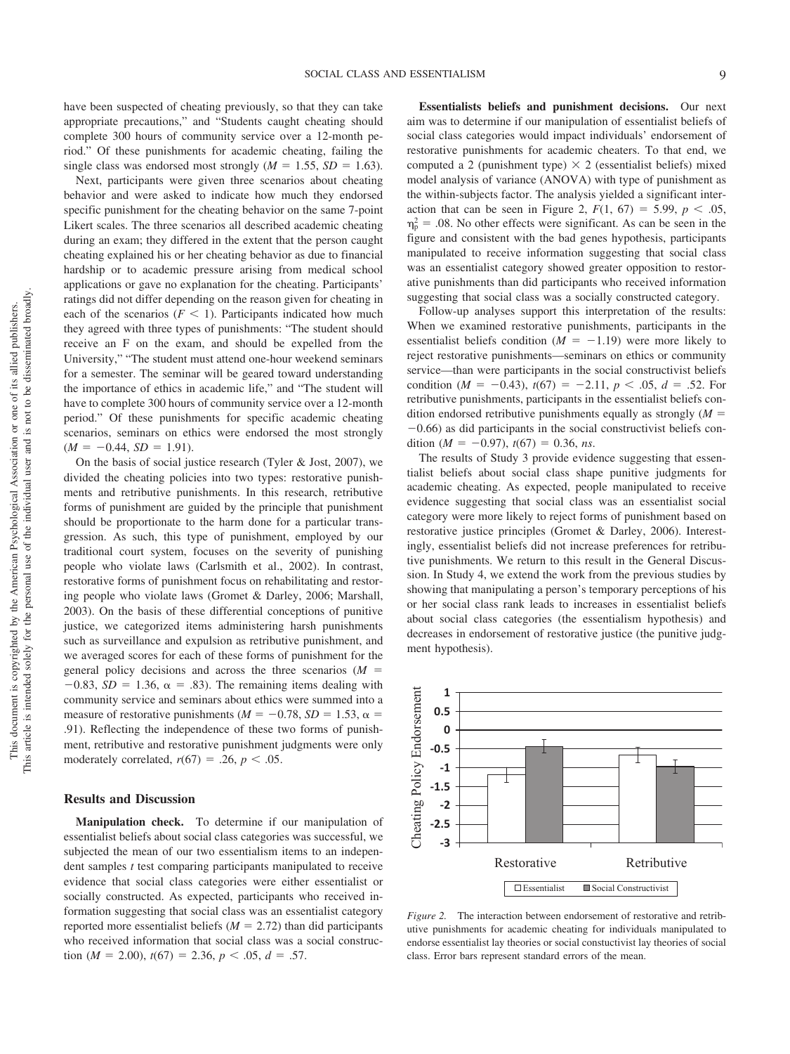have been suspected of cheating previously, so that they can take appropriate precautions," and "Students caught cheating should complete 300 hours of community service over a 12-month period." Of these punishments for academic cheating, failing the single class was endorsed most strongly ($M = 1.55$, $SD = 1.63$).

Next, participants were given three scenarios about cheating behavior and were asked to indicate how much they endorsed specific punishment for the cheating behavior on the same 7-point Likert scales. The three scenarios all described academic cheating during an exam; they differed in the extent that the person caught cheating explained his or her cheating behavior as due to financial hardship or to academic pressure arising from medical school applications or gave no explanation for the cheating. Participants' ratings did not differ depending on the reason given for cheating in each of the scenarios ($F < 1$). Participants indicated how much they agreed with three types of punishments: "The student should receive an F on the exam, and should be expelled from the University," "The student must attend one-hour weekend seminars for a semester. The seminar will be geared toward understanding the importance of ethics in academic life," and "The student will have to complete 300 hours of community service over a 12-month period." Of these punishments for specific academic cheating scenarios, seminars on ethics were endorsed the most strongly ($M = -0.44$, $SD = 1.91$).

On the basis of social justice research (Tyler & Jost, 2007), we divided the cheating policies into two types: restorative punishments and retributive punishments. In this research, retributive forms of punishment are guided by the principle that punishment should be proportionate to the harm done for a particular transgression. As such, this type of punishment, employed by our traditional court system, focuses on the severity of punishing people who violate laws (Carlsmith et al., 2002). In contrast, restorative forms of punishment focus on rehabilitating and restoring people who violate laws (Gromet & Darley, 2006; Marshall, 2003). On the basis of these differential conceptions of punitive justice, we categorized items administering harsh punishments such as surveillance and expulsion as retributive punishment, and we averaged scores for each of these forms of punishment for the general policy decisions and across the three scenarios ($M = -0.83$, $SD = 1.36$, $\alpha = .83$). The remaining items dealing with community service and seminars about ethics were summed into a measure of restorative punishments ($M = -0.78$, $SD = 1.53$, $\alpha = .91$). Reflecting the independence of these two forms of punishment, retributive and restorative punishment judgments were only moderately correlated, $r(67) = .26$, $p < .05$.

### Results and Discussion

**Manipulation check.** To determine if our manipulation of essentialist beliefs about social class categories was successful, we subjected the mean of our two essentialism items to an independent samples *t* test comparing participants manipulated to receive evidence that social class categories were either essentialist or socially constructed. As expected, participants who received information suggesting that social class was an essentialist category reported more essentialist beliefs ($M = 2.72$) than did participants who received information that social class was a social construction ($M = 2.00$), $t(67) = 2.36$, $p < .05$, $d = .57$.

**Essentialists beliefs and punishment decisions.** Our next aim was to determine if our manipulation of essentialist beliefs of social class categories would impact individuals' endorsement of restorative punishments for academic cheaters. To that end, we computed a 2 (punishment type) × 2 (essentialist beliefs) mixed model analysis of variance (ANOVA) with type of punishment as the within-subjects factor. The analysis yielded a significant interaction that can be seen in Figure 2, $F(1, 67) = 5.99$, $p < .05$, $\eta_p^2 = .08$. No other effects were significant. As can be seen in the figure and consistent with the bad genes hypothesis, participants manipulated to receive information suggesting that social class was an essentialist category showed greater opposition to restorative punishments than did participants who received information suggesting that social class was a socially constructed category.

Follow-up analyses support this interpretation of the results: When we examined restorative punishments, participants in the essentialist beliefs condition ($M = -1.19$) were more likely to reject restorative punishments—seminars on ethics or community service—than were participants in the social constructivist beliefs condition ($M = -0.43$), $t(67) = -2.11$, $p < .05$, $d = .52$. For retributive punishments, participants in the essentialist beliefs condition endorsed retributive punishments equally as strongly ($M = -0.66$) as did participants in the social constructivist beliefs condition ($M = -0.97$), $t(67) = 0.36$, *ns*.

The results of Study 3 provide evidence suggesting that essentialist beliefs about social class shape punitive judgments for academic cheating. As expected, people manipulated to receive evidence suggesting that social class was an essentialist social category were more likely to reject forms of punishment based on restorative justice principles (Gromet & Darley, 2006). Interestingly, essentialist beliefs did not increase preferences for retributive punishments. We return to this result in the General Discussion. In Study 4, we extend the work from the previous studies by showing that manipulating a person's temporary perceptions of his or her social class rank leads to increases in essentialist beliefs about social class categories (the essentialism hypothesis) and decreases in endorsement of restorative justice (the punitive judgment hypothesis).

*Figure 2.* The interaction between endorsement of restorative and retributive punishments for academic cheating for individuals manipulated to endorse essentialist lay theories or social constuctivist lay theories of social class. Error bars represent standard errors of the mean.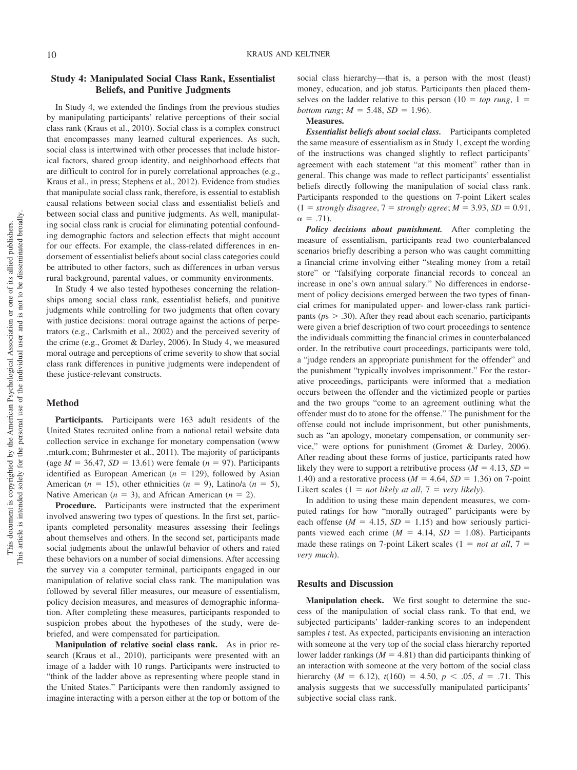## Study 4: Manipulated Social Class Rank, Essentialist Beliefs, and Punitive Judgments

In Study 4, we extended the findings from the previous studies by manipulating participants' relative perceptions of their social class rank (Kraus et al., 2010). Social class is a complex construct that encompasses many learned cultural experiences. As such, social class is intertwined with other processes that include historical factors, shared group identity, and neighborhood effects that are difficult to control for in purely correlational approaches (e.g., Kraus et al., in press; Stephens et al., 2012). Evidence from studies that manipulate social class rank, therefore, is essential to establish causal relations between social class and essentialist beliefs and between social class and punitive judgments. As well, manipulating social class rank is crucial for eliminating potential confounding demographic factors and selection effects that might account for our effects. For example, the class-related differences in endorsement of essentialist beliefs about social class categories could be attributed to other factors, such as differences in urban versus rural background, parental values, or community environments.

In Study 4 we also tested hypotheses concerning the relationships among social class rank, essentialist beliefs, and punitive judgments while controlling for two judgments that often covary with justice decisions: moral outrage against the actions of perpetrators (e.g., Carlsmith et al., 2002) and the perceived severity of the crime (e.g., Gromet & Darley, 2006). In Study 4, we measured moral outrage and perceptions of crime severity to show that social class rank differences in punitive judgments were independent of these justice-relevant constructs.

### Method

**Participants.** Participants were 163 adult residents of the United States recruited online from a national retail website data collection service in exchange for monetary compensation (www.mturk.com; Buhrmester et al., 2011). The majority of participants (age $M = 36.47$, $SD = 13.61$) were female ($n = 97$). Participants identified as European American ($n = 129$), followed by Asian American ($n = 15$), other ethnicities ($n = 9$), Latino/a ($n = 5$), Native American ($n = 3$), and African American ($n = 2$).

**Procedure.** Participants were instructed that the experiment involved answering two types of questions. In the first set, participants completed personality measures assessing their feelings about themselves and others. In the second set, participants made social judgments about the unlawful behavior of others and rated these behaviors on a number of social dimensions. After accessing the survey via a computer terminal, participants engaged in our manipulation of relative social class rank. The manipulation was followed by several filler measures, our measure of essentialism, policy decision measures, and measures of demographic information. After completing these measures, participants responded to suspicion probes about the hypotheses of the study, were debriefed, and were compensated for participation.

**Manipulation of relative social class rank.** As in prior research (Kraus et al., 2010), participants were presented with an image of a ladder with 10 rungs. Participants were instructed to "think of the ladder above as representing where people stand in the United States." Participants were then randomly assigned to imagine interacting with a person either at the top or bottom of the social class hierarchy—that is, a person with the most (least) money, education, and job status. Participants then placed themselves on the ladder relative to this person (10 = *top rung*, 1 = *bottom rung*; $M = 5.48$, $SD = 1.96$).

**Measures.**

***Essentialist beliefs about social class.*** Participants completed the same measure of essentialism as in Study 1, except the wording of the instructions was changed slightly to reflect participants' agreement with each statement "at this moment" rather than in general. This change was made to reflect participants' essentialist beliefs directly following the manipulation of social class rank. Participants responded to the questions on 7-point Likert scales (1 = *strongly disagree*, 7 = *strongly agree*; $M = 3.93$, $SD = 0.91$, $\alpha = .71$).

***Policy decisions about punishment.*** After completing the measure of essentialism, participants read two counterbalanced scenarios briefly describing a person who was caught committing a financial crime involving either "stealing money from a retail store" or "falsifying corporate financial records to conceal an increase in one's own annual salary." No differences in endorsement of policy decisions emerged between the two types of financial crimes for manipulated upper- and lower-class rank participants ($ps > .30$). After they read about each scenario, participants were given a brief description of two court proceedings to sentence the individuals committing the financial crimes in counterbalanced order. In the retributive court proceedings, participants were told, a "judge renders an appropriate punishment for the offender" and the punishment "typically involves imprisonment." For the restorative proceedings, participants were informed that a mediation occurs between the offender and the victimized people or parties and the two groups "come to an agreement outlining what the offender must do to atone for the offense." The punishment for the offense could not include imprisonment, but other punishments, such as "an apology, monetary compensation, or community service," were options for punishment (Gromet & Darley, 2006). After reading about these forms of justice, participants rated how likely they were to support a retributive process ($M = 4.13$, $SD = 1.40$) and a restorative process ($M = 4.64$, $SD = 1.36$) on 7-point Likert scales (1 = *not likely at all*, 7 = *very likely*).

In addition to using these main dependent measures, we computed ratings for how "morally outraged" participants were by each offense ($M = 4.15$, $SD = 1.15$) and how seriously participants viewed each crime ($M = 4.14$, $SD = 1.08$). Participants made these ratings on 7-point Likert scales (1 = *not at all*, 7 = *very much*).

### Results and Discussion

**Manipulation check.** We first sought to determine the success of the manipulation of social class rank. To that end, we subjected participants' ladder-ranking scores to an independent samples *t* test. As expected, participants envisioning an interaction with someone at the very top of the social class hierarchy reported lower ladder rankings ($M = 4.81$) than did participants thinking of an interaction with someone at the very bottom of the social class hierarchy ($M = 6.12$), $t(160) = 4.50$, $p < .05$, $d = .71$. This analysis suggests that we successfully manipulated participants' subjective social class rank.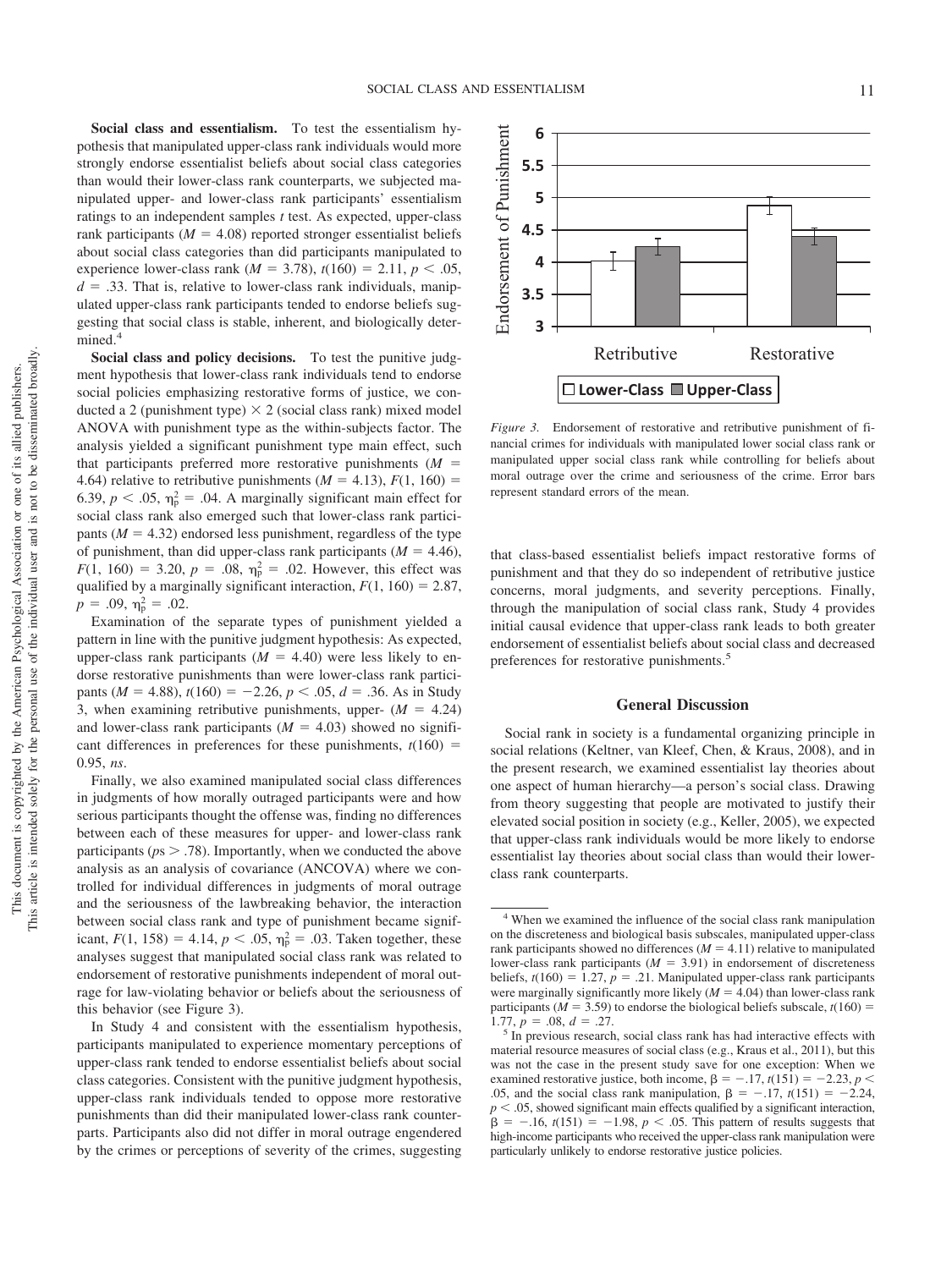**Social class and essentialism.** To test the essentialism hypothesis that manipulated upper-class rank individuals would more strongly endorse essentialist beliefs about social class categories than would their lower-class rank counterparts, we subjected manipulated upper- and lower-class rank participants' essentialism ratings to an independent samples *t* test. As expected, upper-class rank participants ($M = 4.08$) reported stronger essentialist beliefs about social class categories than did participants manipulated to experience lower-class rank ($M = 3.78$), $t(160) = 2.11$, $p < .05$, $d = .33$. That is, relative to lower-class rank individuals, manipulated upper-class rank participants tended to endorse beliefs suggesting that social class is stable, inherent, and biologically determined.[4]

**Social class and policy decisions.** To test the punitive judgment hypothesis that lower-class rank individuals tend to endorse social policies emphasizing restorative forms of justice, we conducted a 2 (punishment type) × 2 (social class rank) mixed model ANOVA with punishment type as the within-subjects factor. The analysis yielded a significant punishment type main effect, such that participants preferred more restorative punishments ($M = 4.64$) relative to retributive punishments ($M = 4.13$), $F(1, 160) = 6.39$, $p < .05$, $\eta_p^2 = .04$. A marginally significant main effect for social class rank also emerged such that lower-class rank participants ($M = 4.32$) endorsed less punishment, regardless of the type of punishment, than did upper-class rank participants ($M = 4.46$), $F(1, 160) = 3.20$, $p = .08$, $\eta_p^2 = .02$. However, this effect was qualified by a marginally significant interaction, $F(1, 160) = 2.87$, $p = .09$, $\eta_p^2 = .02$.

Examination of the separate types of punishment yielded a pattern in line with the punitive judgment hypothesis: As expected, upper-class rank participants ($M = 4.40$) were less likely to endorse restorative punishments than were lower-class rank participants ($M = 4.88$), $t(160) = -2.26$, $p < .05$, $d = .36$. As in Study 3, when examining retributive punishments, upper- ($M = 4.24$) and lower-class rank participants ($M = 4.03$) showed no significant differences in preferences for these punishments, $t(160) = 0.95$, *ns*.

Finally, we also examined manipulated social class differences in judgments of how morally outraged participants were and how serious participants thought the offense was, finding no differences between each of these measures for upper- and lower-class rank participants ($p$s $> .78$). Importantly, when we conducted the above analysis as an analysis of covariance (ANCOVA) where we controlled for individual differences in judgments of moral outrage and the seriousness of the lawbreaking behavior, the interaction between social class rank and type of punishment became significant, $F(1, 158) = 4.14$, $p < .05$, $\eta_p^2 = .03$. Taken together, these analyses suggest that manipulated social class rank was related to endorsement of restorative punishments independent of moral outrage for law-violating behavior or beliefs about the seriousness of this behavior (see Figure 3).

In Study 4 and consistent with the essentialism hypothesis, participants manipulated to experience momentary perceptions of upper-class rank tended to endorse essentialist beliefs about social class categories. Consistent with the punitive judgment hypothesis, upper-class rank individuals tended to oppose more restorative punishments than did their manipulated lower-class rank counterparts. Participants also did not differ in moral outrage engendered by the crimes or perceptions of severity of the crimes, suggesting that class-based essentialist beliefs impact restorative forms of punishment and that they do so independent of retributive justice concerns, moral judgments, and severity perceptions. Finally, through the manipulation of social class rank, Study 4 provides initial causal evidence that upper-class rank leads to both greater endorsement of essentialist beliefs about social class and decreased preferences for restorative punishments.[5]

*Figure 3.* Endorsement of restorative and retributive punishment of financial crimes for individuals with manipulated lower social class rank or manipulated upper social class rank while controlling for beliefs about moral outrage over the crime and seriousness of the crime. Error bars represent standard errors of the mean.

## General Discussion

Social rank in society is a fundamental organizing principle in social relations (Keltner, van Kleef, Chen, & Kraus, 2008), and in the present research, we examined essentialist lay theories about one aspect of human hierarchy—a person's social class. Drawing from theory suggesting that people are motivated to justify their elevated social position in society (e.g., Keller, 2005), we expected that upper-class rank individuals would be more likely to endorse essentialist lay theories about social class than would their lower-class rank counterparts.

---

[4] When we examined the influence of the social class rank manipulation on the discreteness and biological basis subscales, manipulated upper-class rank participants showed no differences ($M = 4.11$) relative to manipulated lower-class rank participants ($M = 3.91$) in endorsement of discreteness beliefs, $t(160) = 1.27$, $p = .21$. Manipulated upper-class rank participants were marginally significantly more likely ($M = 4.04$) than lower-class rank participants ($M = 3.59$) to endorse the biological beliefs subscale, $t(160) = 1.77$, $p = .08$, $d = .27$.

[5] In previous research, social class rank has had interactive effects with material resource measures of social class (e.g., Kraus et al., 2011), but this was not the case in the present study save for one exception: When we examined restorative justice, both income, $\beta = -.17$, $t(151) = -2.23$, $p < .05$, and the social class rank manipulation, $\beta = -.17$, $t(151) = -2.24$, $p < .05$, showed significant main effects qualified by a significant interaction, $\beta = -.16$, $t(151) = -1.98$, $p < .05$. This pattern of results suggests that high-income participants who received the upper-class rank manipulation were particularly unlikely to endorse restorative justice policies.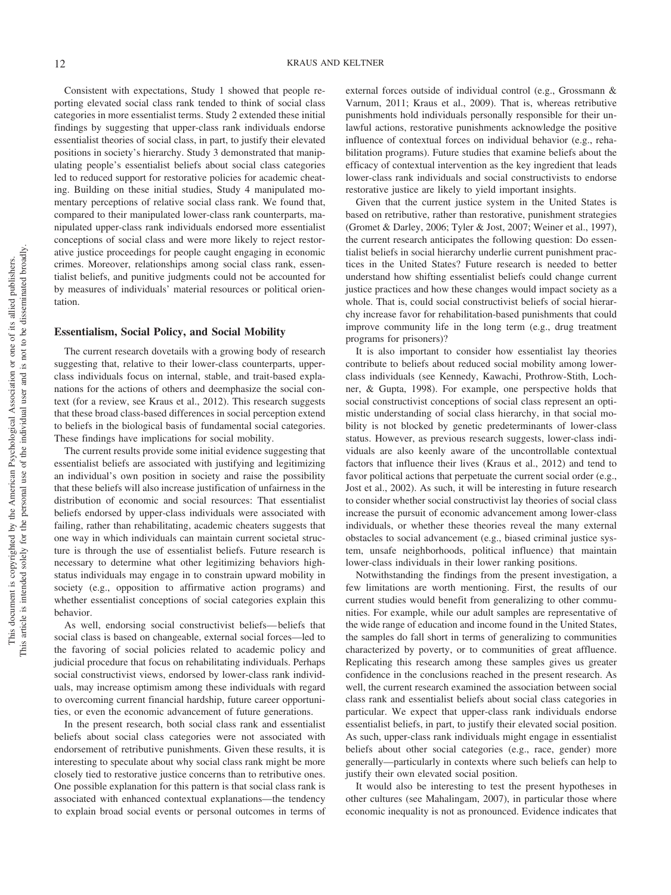Consistent with expectations, Study 1 showed that people reporting elevated social class rank tended to think of social class categories in more essentialist terms. Study 2 extended these initial findings by suggesting that upper-class rank individuals endorse essentialist theories of social class, in part, to justify their elevated positions in society's hierarchy. Study 3 demonstrated that manipulating people's essentialist beliefs about social class categories led to reduced support for restorative policies for academic cheating. Building on these initial studies, Study 4 manipulated momentary perceptions of relative social class rank. We found that, compared to their manipulated lower-class rank counterparts, manipulated upper-class rank individuals endorsed more essentialist conceptions of social class and were more likely to reject restorative justice proceedings for people caught engaging in economic crimes. Moreover, relationships among social class rank, essentialist beliefs, and punitive judgments could not be accounted for by measures of individuals' material resources or political orientation.

### Essentialism, Social Policy, and Social Mobility

The current research dovetails with a growing body of research suggesting that, relative to their lower-class counterparts, upper-class individuals focus on internal, stable, and trait-based explanations for the actions of others and deemphasize the social context (for a review, see Kraus et al., 2012). This research suggests that these broad class-based differences in social perception extend to beliefs in the biological basis of fundamental social categories. These findings have implications for social mobility.

The current results provide some initial evidence suggesting that essentialist beliefs are associated with justifying and legitimizing an individual's own position in society and raise the possibility that these beliefs will also increase justification of unfairness in the distribution of economic and social resources: That essentialist beliefs endorsed by upper-class individuals were associated with failing, rather than rehabilitating, academic cheaters suggests that one way in which individuals can maintain current societal structure is through the use of essentialist beliefs. Future research is necessary to determine what other legitimizing behaviors high-status individuals may engage in to constrain upward mobility in society (e.g., opposition to affirmative action programs) and whether essentialist conceptions of social categories explain this behavior.

As well, endorsing social constructivist beliefs—beliefs that social class is based on changeable, external social forces—led to the favoring of social policies related to academic policy and judicial procedure that focus on rehabilitating individuals. Perhaps social constructivist views, endorsed by lower-class rank individuals, may increase optimism among these individuals with regard to overcoming current financial hardship, future career opportunities, or even the economic advancement of future generations.

In the present research, both social class rank and essentialist beliefs about social class categories were not associated with endorsement of retributive punishments. Given these results, it is interesting to speculate about why social class rank might be more closely tied to restorative justice concerns than to retributive ones. One possible explanation for this pattern is that social class rank is associated with enhanced contextual explanations—the tendency to explain broad social events or personal outcomes in terms of external forces outside of individual control (e.g., Grossmann & Varnum, 2011; Kraus et al., 2009). That is, whereas retributive punishments hold individuals personally responsible for their unlawful actions, restorative punishments acknowledge the positive influence of contextual forces on individual behavior (e.g., rehabilitation programs). Future studies that examine beliefs about the efficacy of contextual intervention as the key ingredient that leads lower-class rank individuals and social constructivists to endorse restorative justice are likely to yield important insights.

Given that the current justice system in the United States is based on retributive, rather than restorative, punishment strategies (Gromet & Darley, 2006; Tyler & Jost, 2007; Weiner et al., 1997), the current research anticipates the following question: Do essentialist beliefs in social hierarchy underlie current punishment practices in the United States? Future research is needed to better understand how shifting essentialist beliefs could change current justice practices and how these changes would impact society as a whole. That is, could social constructivist beliefs of social hierarchy increase favor for rehabilitation-based punishments that could improve community life in the long term (e.g., drug treatment programs for prisoners)?

It is also important to consider how essentialist lay theories contribute to beliefs about reduced social mobility among lower-class individuals (see Kennedy, Kawachi, Prothrow-Stith, Lochner, & Gupta, 1998). For example, one perspective holds that social constructivist conceptions of social class represent an optimistic understanding of social class hierarchy, in that social mobility is not blocked by genetic predeterminants of lower-class status. However, as previous research suggests, lower-class individuals are also keenly aware of the uncontrollable contextual factors that influence their lives (Kraus et al., 2012) and tend to favor political actions that perpetuate the current social order (e.g., Jost et al., 2002). As such, it will be interesting in future research to consider whether social constructivist lay theories of social class increase the pursuit of economic advancement among lower-class individuals, or whether these theories reveal the many external obstacles to social advancement (e.g., biased criminal justice system, unsafe neighborhoods, political influence) that maintain lower-class individuals in their lower ranking positions.

Notwithstanding the findings from the present investigation, a few limitations are worth mentioning. First, the results of our current studies would benefit from generalizing to other communities. For example, while our adult samples are representative of the wide range of education and income found in the United States, the samples do fall short in terms of generalizing to communities characterized by poverty, or to communities of great affluence. Replicating this research among these samples gives us greater confidence in the conclusions reached in the present research. As well, the current research examined the association between social class rank and essentialist beliefs about social class categories in particular. We expect that upper-class rank individuals endorse essentialist beliefs, in part, to justify their elevated social position. As such, upper-class rank individuals might engage in essentialist beliefs about other social categories (e.g., race, gender) more generally—particularly in contexts where such beliefs can help to justify their own elevated social position.

It would also be interesting to test the present hypotheses in other cultures (see Mahalingam, 2007), in particular those where economic inequality is not as pronounced. Evidence indicates that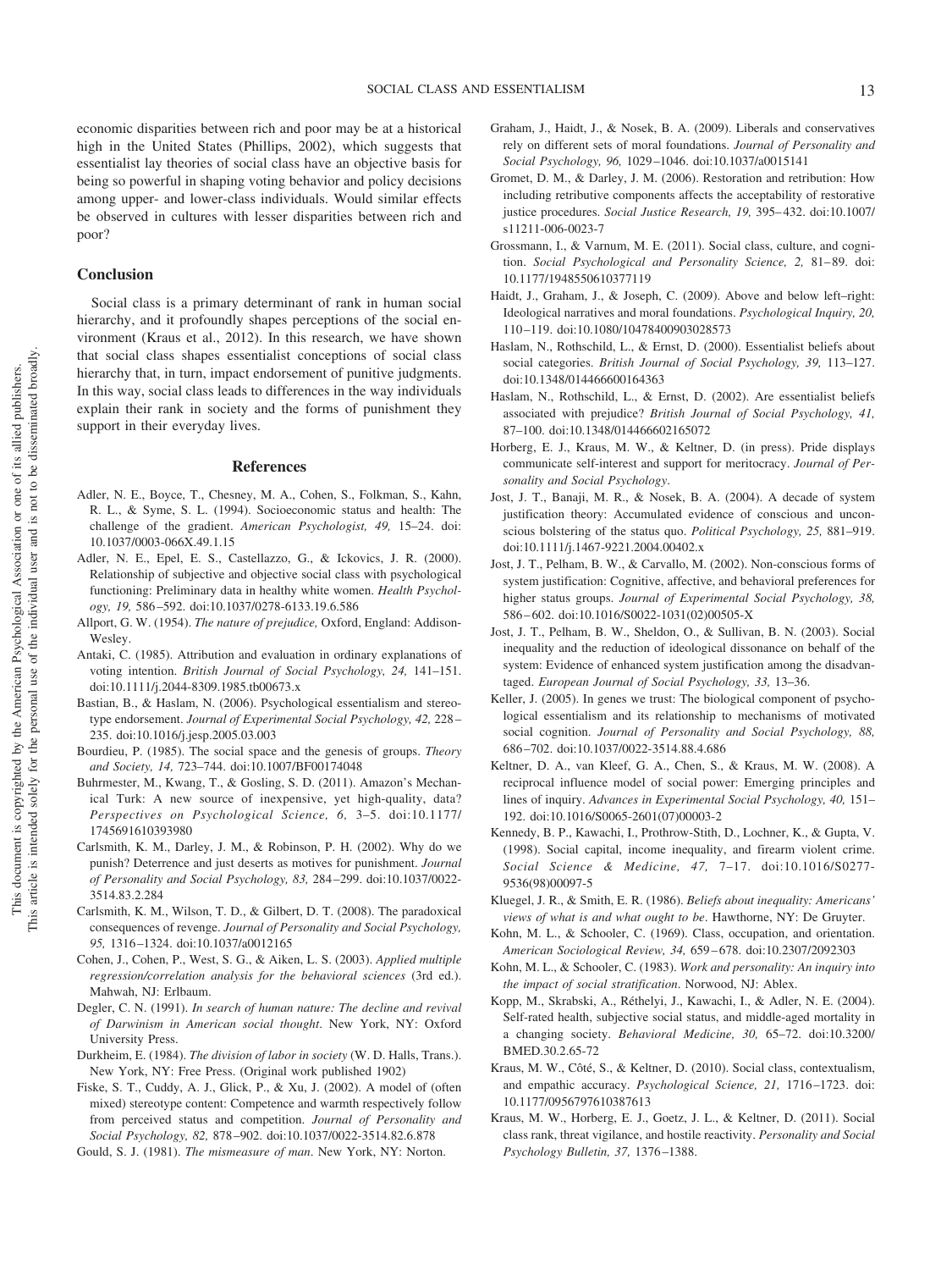economic disparities between rich and poor may be at a historical high in the United States (Phillips, 2002), which suggests that essentialist lay theories of social class have an objective basis for being so powerful in shaping voting behavior and policy decisions among upper- and lower-class individuals. Would similar effects be observed in cultures with lesser disparities between rich and poor?

## Conclusion

Social class is a primary determinant of rank in human social hierarchy, and it profoundly shapes perceptions of the social environment (Kraus et al., 2012). In this research, we have shown that social class shapes essentialist conceptions of social class hierarchy that, in turn, impact endorsement of punitive judgments. In this way, social class leads to differences in the way individuals explain their rank in society and the forms of punishment they support in their everyday lives.

## References

Adler, N. E., Boyce, T., Chesney, M. A., Cohen, S., Folkman, S., Kahn, R. L., & Syme, S. L. (1994). Socioeconomic status and health: The challenge of the gradient. *American Psychologist, 49,* 15–24. doi:10.1037/0003-066X.49.1.15

Adler, N. E., Epel, E. S., Castellazzo, G., & Ickovics, J. R. (2000). Relationship of subjective and objective social class with psychological functioning: Preliminary data in healthy white women. *Health Psychology, 19,* 586–592. doi:10.1037/0278-6133.19.6.586

Allport, G. W. (1954). *The nature of prejudice,* Oxford, England: Addison-Wesley.

Antaki, C. (1985). Attribution and evaluation in ordinary explanations of voting intention. *British Journal of Social Psychology, 24,* 141–151. doi:10.1111/j.2044-8309.1985.tb00673.x

Bastian, B., & Haslam, N. (2006). Psychological essentialism and stereotype endorsement. *Journal of Experimental Social Psychology, 42,* 228–235. doi:10.1016/j.jesp.2005.03.003

Bourdieu, P. (1985). The social space and the genesis of groups. *Theory and Society, 14,* 723–744. doi:10.1007/BF00174048

Buhrmester, M., Kwang, T., & Gosling, S. D. (2011). Amazon's Mechanical Turk: A new source of inexpensive, yet high-quality, data? *Perspectives on Psychological Science, 6,* 3–5. doi:10.1177/1745691610393980

Carlsmith, K. M., Darley, J. M., & Robinson, P. H. (2002). Why do we punish? Deterrence and just deserts as motives for punishment. *Journal of Personality and Social Psychology, 83,* 284–299. doi:10.1037/0022-3514.83.2.284

Carlsmith, K. M., Wilson, T. D., & Gilbert, D. T. (2008). The paradoxical consequences of revenge. *Journal of Personality and Social Psychology, 95,* 1316–1324. doi:10.1037/a0012165

Cohen, J., Cohen, P., West, S. G., & Aiken, L. S. (2003). *Applied multiple regression/correlation analysis for the behavioral sciences* (3rd ed.). Mahwah, NJ: Erlbaum.

Degler, C. N. (1991). *In search of human nature: The decline and revival of Darwinism in American social thought*. New York, NY: Oxford University Press.

Durkheim, E. (1984). *The division of labor in society* (W. D. Halls, Trans.). New York, NY: Free Press. (Original work published 1902)

Fiske, S. T., Cuddy, A. J., Glick, P., & Xu, J. (2002). A model of (often mixed) stereotype content: Competence and warmth respectively follow from perceived status and competition. *Journal of Personality and Social Psychology, 82,* 878–902. doi:10.1037/0022-3514.82.6.878

Gould, S. J. (1981). *The mismeasure of man*. New York, NY: Norton.

Graham, J., Haidt, J., & Nosek, B. A. (2009). Liberals and conservatives rely on different sets of moral foundations. *Journal of Personality and Social Psychology, 96,* 1029–1046. doi:10.1037/a0015141

Gromet, D. M., & Darley, J. M. (2006). Restoration and retribution: How including retributive components affects the acceptability of restorative justice procedures. *Social Justice Research, 19,* 395–432. doi:10.1007/s11211-006-0023-7

Grossmann, I., & Varnum, M. E. (2011). Social class, culture, and cognition. *Social Psychological and Personality Science, 2,* 81–89. doi:10.1177/1948550610377119

Haidt, J., Graham, J., & Joseph, C. (2009). Above and below left–right: Ideological narratives and moral foundations. *Psychological Inquiry, 20,* 110–119. doi:10.1080/10478400903028573

Haslam, N., Rothschild, L., & Ernst, D. (2000). Essentialist beliefs about social categories. *British Journal of Social Psychology, 39,* 113–127. doi:10.1348/014466600164363

Haslam, N., Rothschild, L., & Ernst, D. (2002). Are essentialist beliefs associated with prejudice? *British Journal of Social Psychology, 41,* 87–100. doi:10.1348/014466602165072

Horberg, E. J., Kraus, M. W., & Keltner, D. (in press). Pride displays communicate self-interest and support for meritocracy. *Journal of Personality and Social Psychology*.

Jost, J. T., Banaji, M. R., & Nosek, B. A. (2004). A decade of system justification theory: Accumulated evidence of conscious and unconscious bolstering of the status quo. *Political Psychology, 25,* 881–919. doi:10.1111/j.1467-9221.2004.00402.x

Jost, J. T., Pelham, B. W., & Carvallo, M. (2002). Non-conscious forms of system justification: Cognitive, affective, and behavioral preferences for higher status groups. *Journal of Experimental Social Psychology, 38,* 586–602. doi:10.1016/S0022-1031(02)00505-X

Jost, J. T., Pelham, B. W., Sheldon, O., & Sullivan, B. N. (2003). Social inequality and the reduction of ideological dissonance on behalf of the system: Evidence of enhanced system justification among the disadvantaged. *European Journal of Social Psychology, 33,* 13–36.

Keller, J. (2005). In genes we trust: The biological component of psychological essentialism and its relationship to mechanisms of motivated social cognition. *Journal of Personality and Social Psychology, 88,* 686–702. doi:10.1037/0022-3514.88.4.686

Keltner, D. A., van Kleef, G. A., Chen, S., & Kraus, M. W. (2008). A reciprocal influence model of social power: Emerging principles and lines of inquiry. *Advances in Experimental Social Psychology, 40,* 151–192. doi:10.1016/S0065-2601(07)00003-2

Kennedy, B. P., Kawachi, I., Prothrow-Stith, D., Lochner, K., & Gupta, V. (1998). Social capital, income inequality, and firearm violent crime. *Social Science & Medicine, 47,* 7–17. doi:10.1016/S0277-9536(98)00097-5

Kluegel, J. R., & Smith, E. R. (1986). *Beliefs about inequality: Americans' views of what is and what ought to be*. Hawthorne, NY: De Gruyter.

Kohn, M. L., & Schooler, C. (1969). Class, occupation, and orientation. *American Sociological Review, 34,* 659–678. doi:10.2307/2092303

Kohn, M. L., & Schooler, C. (1983). *Work and personality: An inquiry into the impact of social stratification*. Norwood, NJ: Ablex.

Kopp, M., Skrabski, A., Réthelyi, J., Kawachi, I., & Adler, N. E. (2004). Self-rated health, subjective social status, and middle-aged mortality in a changing society. *Behavioral Medicine, 30,* 65–72. doi:10.3200/BMED.30.2.65-72

Kraus, M. W., Côté, S., & Keltner, D. (2010). Social class, contextualism, and empathic accuracy. *Psychological Science, 21,* 1716–1723. doi:10.1177/0956797610387613

Kraus, M. W., Horberg, E. J., Goetz, J. L., & Keltner, D. (2011). Social class rank, threat vigilance, and hostile reactivity. *Personality and Social Psychology Bulletin, 37,* 1376–1388.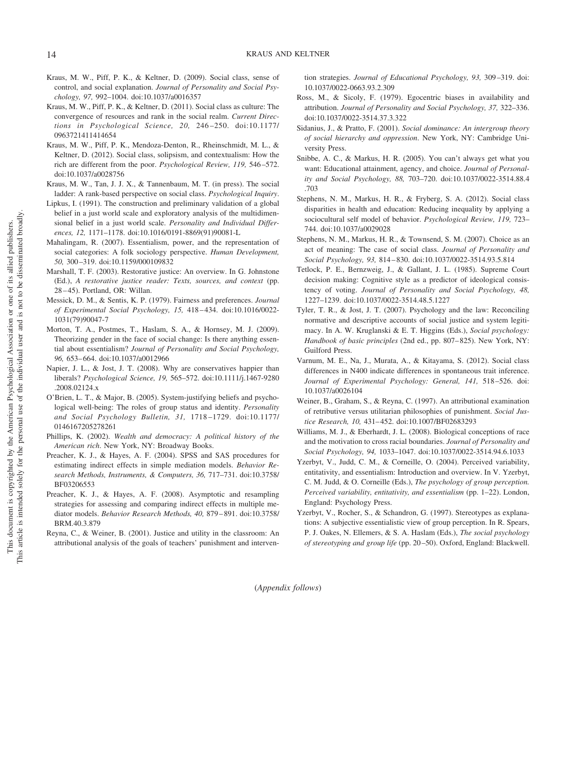Kraus, M. W., Piff, P. K., & Keltner, D. (2009). Social class, sense of control, and social explanation. *Journal of Personality and Social Psychology, 97,* 992–1004. doi:10.1037/a0016357

Kraus, M. W., Piff, P. K., & Keltner, D. (2011). Social class as culture: The convergence of resources and rank in the social realm. *Current Directions in Psychological Science, 20,* 246–250. doi:10.1177/0963721411414654

Kraus, M. W., Piff, P. K., Mendoza-Denton, R., Rheinschmidt, M. L., & Keltner, D. (2012). Social class, solipsism, and contextualism: How the rich are different from the poor. *Psychological Review, 119,* 546–572. doi:10.1037/a0028756

Kraus, M. W., Tan, J. J. X., & Tannenbaum, M. T. (in press). The social ladder: A rank-based perspective on social class. *Psychological Inquiry*.

Lipkus, I. (1991). The construction and preliminary validation of a global belief in a just world scale and exploratory analysis of the multidimensional belief in a just world scale. *Personality and Individual Differences, 12,* 1171–1178. doi:10.1016/0191-8869(91)90081-L

Mahalingam, R. (2007). Essentialism, power, and the representation of social categories: A folk sociology perspective. *Human Development, 50,* 300–319. doi:10.1159/000109832

Marshall, T. F. (2003). Restorative justice: An overview. In G. Johnstone (Ed.), *A restorative justice reader: Texts, sources, and context* (pp. 28–45). Portland, OR: Willan.

Messick, D. M., & Sentis, K. P. (1979). Fairness and preferences. *Journal of Experimental Social Psychology, 15,* 418–434. doi:10.1016/0022-1031(79)90047-7

Morton, T. A., Postmes, T., Haslam, S. A., & Hornsey, M. J. (2009). Theorizing gender in the face of social change: Is there anything essential about essentialism? *Journal of Personality and Social Psychology, 96,* 653–664. doi:10.1037/a0012966

Napier, J. L., & Jost, J. T. (2008). Why are conservatives happier than liberals? *Psychological Science, 19,* 565–572. doi:10.1111/j.1467-9280.2008.02124.x

O'Brien, L. T., & Major, B. (2005). System-justifying beliefs and psychological well-being: The roles of group status and identity. *Personality and Social Psychology Bulletin, 31,* 1718–1729. doi:10.1177/0146167205278261

Phillips, K. (2002). *Wealth and democracy: A political history of the American rich*. New York, NY: Broadway Books.

Preacher, K. J., & Hayes, A. F. (2004). SPSS and SAS procedures for estimating indirect effects in simple mediation models. *Behavior Research Methods, Instruments, & Computers, 36,* 717–731. doi:10.3758/BF03206553

Preacher, K. J., & Hayes, A. F. (2008). Asymptotic and resampling strategies for assessing and comparing indirect effects in multiple mediator models. *Behavior Research Methods, 40,* 879–891. doi:10.3758/BRM.40.3.879

Reyna, C., & Weiner, B. (2001). Justice and utility in the classroom: An attributional analysis of the goals of teachers' punishment and intervention strategies. *Journal of Educational Psychology, 93,* 309–319. doi:10.1037/0022-0663.93.2.309

Ross, M., & Sicoly, F. (1979). Egocentric biases in availability and attribution. *Journal of Personality and Social Psychology, 37,* 322–336. doi:10.1037/0022-3514.37.3.322

Sidanius, J., & Pratto, F. (2001). *Social dominance: An intergroup theory of social hierarchy and oppression*. New York, NY: Cambridge University Press.

Snibbe, A. C., & Markus, H. R. (2005). You can't always get what you want: Educational attainment, agency, and choice. *Journal of Personality and Social Psychology, 88,* 703–720. doi:10.1037/0022-3514.88.4.703

Stephens, N. M., Markus, H. R., & Fryberg, S. A. (2012). Social class disparities in health and education: Reducing inequality by applying a sociocultural self model of behavior. *Psychological Review, 119,* 723–744. doi:10.1037/a0029028

Stephens, N. M., Markus, H. R., & Townsend, S. M. (2007). Choice as an act of meaning: The case of social class. *Journal of Personality and Social Psychology, 93,* 814–830. doi:10.1037/0022-3514.93.5.814

Tetlock, P. E., Bernzweig, J., & Gallant, J. L. (1985). Supreme Court decision making: Cognitive style as a predictor of ideological consistency of voting. *Journal of Personality and Social Psychology, 48,* 1227–1239. doi:10.1037/0022-3514.48.5.1227

Tyler, T. R., & Jost, J. T. (2007). Psychology and the law: Reconciling normative and descriptive accounts of social justice and system legitimacy. In A. W. Kruglanski & E. T. Higgins (Eds.), *Social psychology: Handbook of basic principles* (2nd ed., pp. 807–825). New York, NY: Guilford Press.

Varnum, M. E., Na, J., Murata, A., & Kitayama, S. (2012). Social class differences in N400 indicate differences in spontaneous trait inference. *Journal of Experimental Psychology: General, 141,* 518–526. doi:10.1037/a0026104

Weiner, B., Graham, S., & Reyna, C. (1997). An attributional examination of retributive versus utilitarian philosophies of punishment. *Social Justice Research, 10,* 431–452. doi:10.1007/BF02683293

Williams, M. J., & Eberhardt, J. L. (2008). Biological conceptions of race and the motivation to cross racial boundaries. *Journal of Personality and Social Psychology, 94,* 1033–1047. doi:10.1037/0022-3514.94.6.1033

Yzerbyt, V., Judd, C. M., & Corneille, O. (2004). Perceived variability, entitativity, and essentialism: Introduction and overview. In V. Yzerbyt, C. M. Judd, & O. Corneille (Eds.), *The psychology of group perception. Perceived variability, entitativity, and essentialism* (pp. 1–22). London, England: Psychology Press.

Yzerbyt, V., Rocher, S., & Schandron, G. (1997). Stereotypes as explanations: A subjective essentialistic view of group perception. In R. Spears, P. J. Oakes, N. Ellemers, & S. A. Haslam (Eds.), *The social psychology of stereotyping and group life* (pp. 20–50). Oxford, England: Blackwell.

(*Appendix follows*)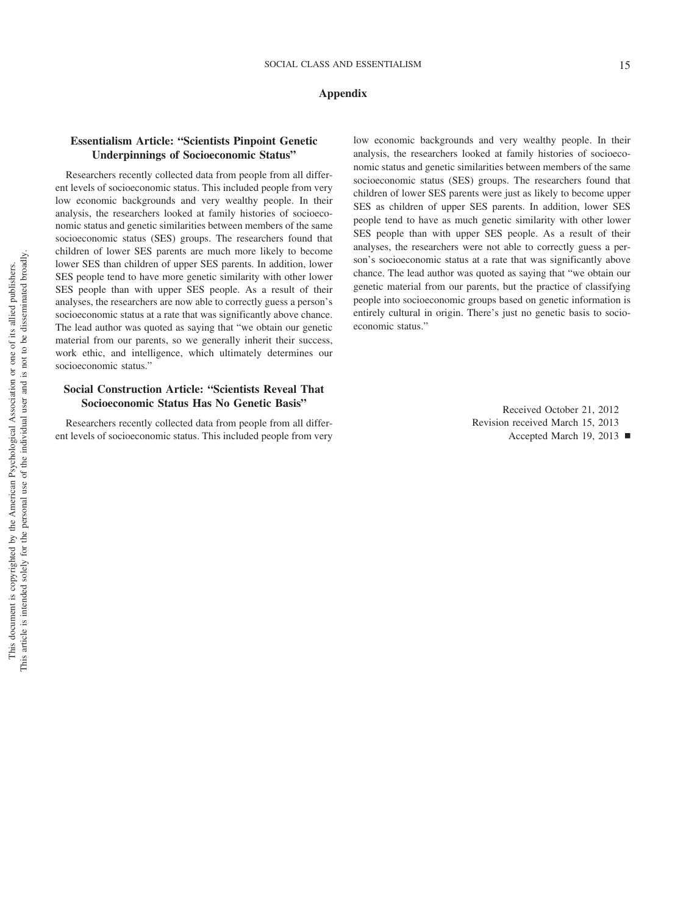## Appendix

### Essentialism Article: "Scientists Pinpoint Genetic Underpinnings of Socioeconomic Status"

Researchers recently collected data from people from all different levels of socioeconomic status. This included people from very low economic backgrounds and very wealthy people. In their analysis, the researchers looked at family histories of socioeconomic status and genetic similarities between members of the same socioeconomic status (SES) groups. The researchers found that children of lower SES parents are much more likely to become lower SES than children of upper SES parents. In addition, lower SES people tend to have more genetic similarity with other lower SES people than with upper SES people. As a result of their analyses, the researchers are now able to correctly guess a person's socioeconomic status at a rate that was significantly above chance. The lead author was quoted as saying that "we obtain our genetic material from our parents, so we generally inherit their success, work ethic, and intelligence, which ultimately determines our socioeconomic status."

### Social Construction Article: "Scientists Reveal That Socioeconomic Status Has No Genetic Basis"

Researchers recently collected data from people from all different levels of socioeconomic status. This included people from very low economic backgrounds and very wealthy people. In their analysis, the researchers looked at family histories of socioeconomic status and genetic similarities between members of the same socioeconomic status (SES) groups. The researchers found that children of lower SES parents were just as likely to become upper SES as children of upper SES parents. In addition, lower SES people tend to have as much genetic similarity with other lower SES people than with upper SES people. As a result of their analyses, the researchers were not able to correctly guess a person's socioeconomic status at a rate that was significantly above chance. The lead author was quoted as saying that "we obtain our genetic material from our parents, but the practice of classifying people into socioeconomic groups based on genetic information is entirely cultural in origin. There's just no genetic basis to socioeconomic status."

Received October 21, 2012
Revision received March 15, 2013
Accepted March 19, 2013 ■